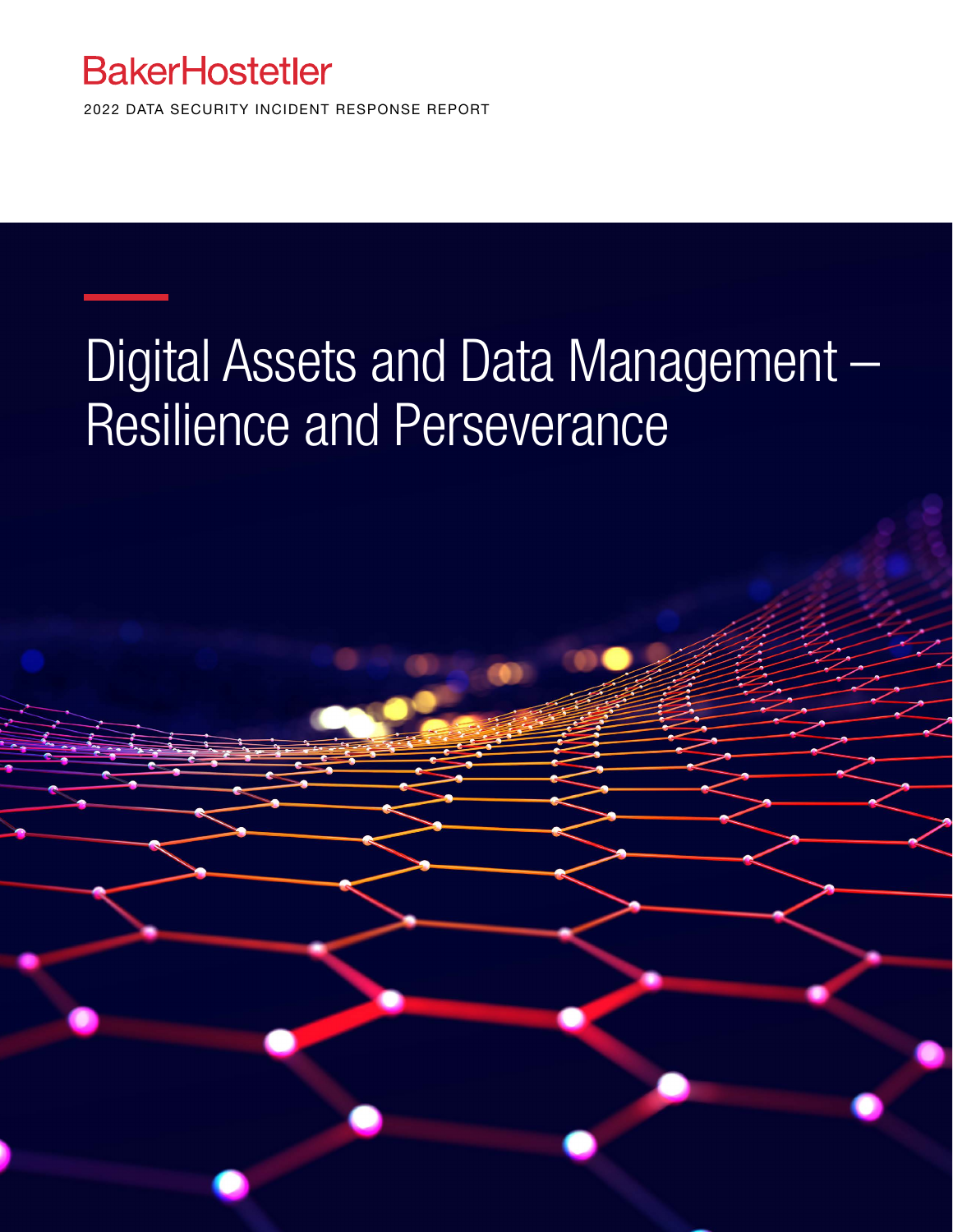BakerHostetler

2022 DATA SECURITY INCIDENT RESPONSE REPORT

# Digital Assets and Data Management – Resilience and Perseverance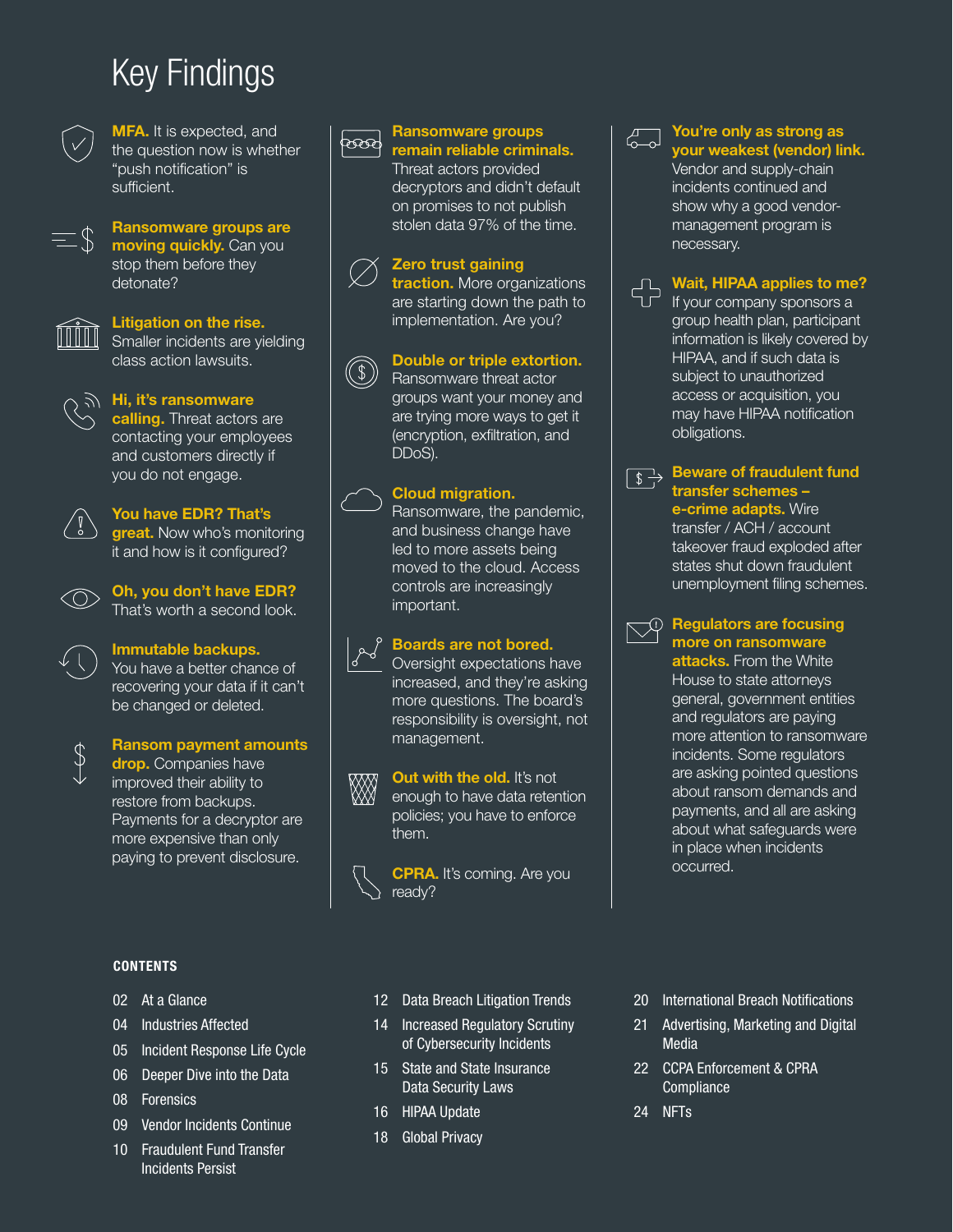# Key Findings

**MFA.** It is expected, and the question now is whether "push notification" is sufficient.

**Ransomware groups are moving quickly.** Can you stop them before they detonate?

**Litigation on the rise.** Smaller incidents are yielding class action lawsuits.

**Hi, it's ransomware calling.** Threat actors are contacting your employees and customers directly if you do not engage.

**You have EDR? That's great.** Now who's monitoring it and how is it configured?

**Oh, you don't have EDR?** That's worth a second look.

**Immutable backups.** You have a better chance of recovering your data if it can't be changed or deleted.

**Ransom payment amounts drop.** Companies have improved their ability to restore from backups. Payments for a decryptor are more expensive than only paying to prevent disclosure.

**Ransomware groups remain reliable criminals.** Threat actors provided decryptors and didn't default on promises to not publish stolen data 97% of the time.

**Zero trust gaining traction.** More organizations are starting down the path to implementation. Are you?

**Double or triple extortion.** Ransomware threat actor groups want your money and are trying more ways to get it (encryption, exfiltration, and DDoS).

**Cloud migration.** Ransomware, the pandemic, and business change have led to more assets being moved to the cloud. Access controls are increasingly important.

**Boards are not bored.** Oversight expectations have increased, and they're asking more questions. The board's responsibility is oversight, not management.

**Out with the old.** It's not enough to have data retention policies; you have to enforce them.

**CPRA.** It's coming. Are you ready?

**You're only as strong as your weakest (vendor) link.** Vendor and supply-chain incidents continued and show why a good vendor-management program is necessary.

**Wait, HIPAA applies to me?** If your company sponsors a group health plan, participant information is likely covered by HIPAA, and if such data is subject to unauthorized access or acquisition, you may have HIPAA notification obligations.

**Beware of fraudulent fund transfer schemes – e-crime adapts.** Wire transfer / ACH / account takeover fraud exploded after states shut down fraudulent unemployment filing schemes.

**Regulators are focusing more on ransomware attacks.** From the White House to state attorneys general, government entities and regulators are paying more attention to ransomware incidents. Some regulators are asking pointed questions about ransom demands and payments, and all are asking about what safeguards were in place when incidents occurred.

## CONTENTS

- 02 At a Glance
- 04 Industries Affected
- 05 Incident Response Life Cycle
- 06 Deeper Dive into the Data
- 08 Forensics
- 09 Vendor Incidents Continue
- 10 Fraudulent Fund Transfer Incidents Persist
- 12 Data Breach Litigation Trends
- 14 Increased Regulatory Scrutiny of Cybersecurity Incidents
- 15 State and State Insurance Data Security Laws
- 16 HIPAA Update
- 18 Global Privacy
- 20 International Breach Notifications
- 21 Advertising, Marketing and Digital Media
- 22 CCPA Enforcement & CPRA Compliance
- 24 NFTs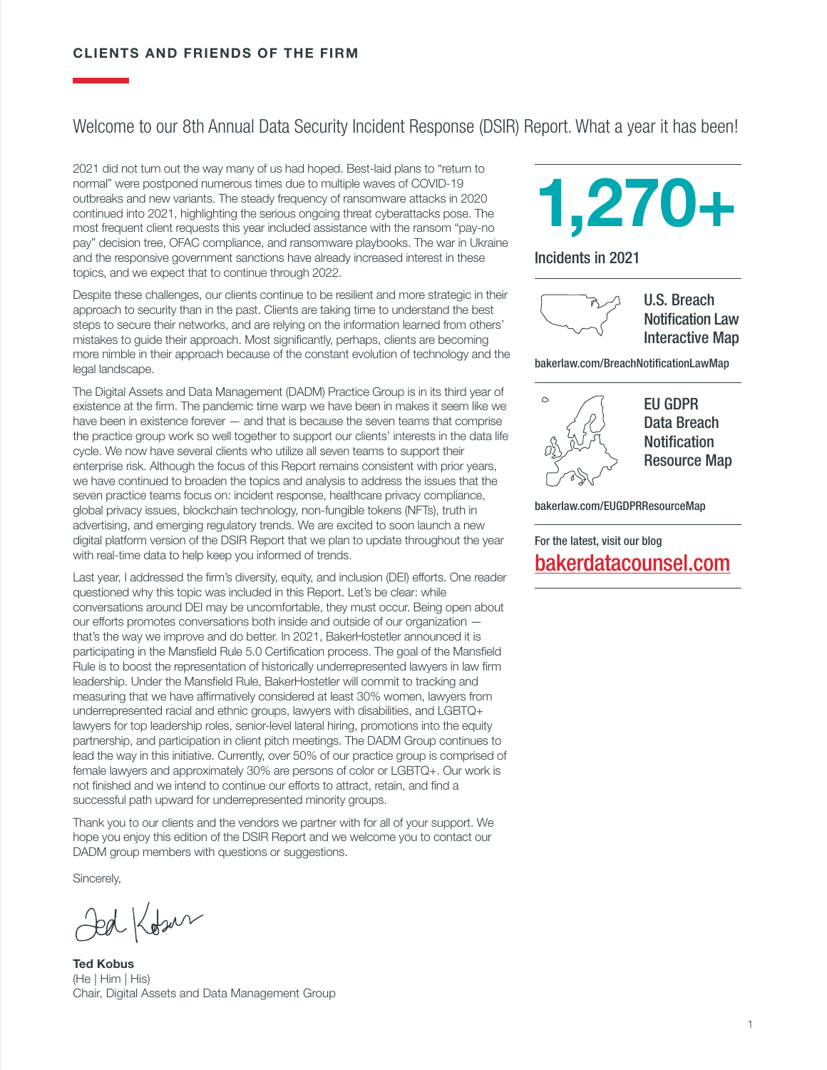## CLIENTS AND FRIENDS OF THE FIRM

# Welcome to our 8th Annual Data Security Incident Response (DSIR) Report. What a year it has been!

2021 did not turn out the way many of us had hoped. Best-laid plans to "return to normal" were postponed numerous times due to multiple waves of COVID-19 outbreaks and new variants. The steady frequency of ransomware attacks in 2020 continued into 2021, highlighting the serious ongoing threat cyberattacks pose. The most frequent client requests this year included assistance with the ransom "pay-no pay" decision tree, OFAC compliance, and ransomware playbooks. The war in Ukraine and the responsive government sanctions have already increased interest in these topics, and we expect that to continue through 2022.

Despite these challenges, our clients continue to be resilient and more strategic in their approach to security than in the past. Clients are taking time to understand the best steps to secure their networks, and are relying on the information learned from others' mistakes to guide their approach. Most significantly, perhaps, clients are becoming more nimble in their approach because of the constant evolution of technology and the legal landscape.

The Digital Assets and Data Management (DADM) Practice Group is in its third year of existence at the firm. The pandemic time warp we have been in makes it seem like we have been in existence forever — and that is because the seven teams that comprise the practice group work so well together to support our clients' interests in the data life cycle. We now have several clients who utilize all seven teams to support their enterprise risk. Although the focus of this Report remains consistent with prior years, we have continued to broaden the topics and analysis to address the issues that the seven practice teams focus on: incident response, healthcare privacy compliance, global privacy issues, blockchain technology, non-fungible tokens (NFTs), truth in advertising, and emerging regulatory trends. We are excited to soon launch a new digital platform version of the DSIR Report that we plan to update throughout the year with real-time data to help keep you informed of trends.

Last year, I addressed the firm's diversity, equity, and inclusion (DEI) efforts. One reader questioned why this topic was included in this Report. Let's be clear: while conversations around DEI may be uncomfortable, they must occur. Being open about our efforts promotes conversations both inside and outside of our organization — that's the way we improve and do better. In 2021, BakerHostetler announced it is participating in the Mansfield Rule 5.0 Certification process. The goal of the Mansfield Rule is to boost the representation of historically underrepresented lawyers in law firm leadership. Under the Mansfield Rule, BakerHostetler will commit to tracking and measuring that we have affirmatively considered at least 30% women, lawyers from underrepresented racial and ethnic groups, lawyers with disabilities, and LGBTQ+ lawyers for top leadership roles, senior-level lateral hiring, promotions into the equity partnership, and participation in client pitch meetings. The DADM Group continues to lead the way in this initiative. Currently, over 50% of our practice group is comprised of female lawyers and approximately 30% are persons of color or LGBTQ+. Our work is not finished and we intend to continue our efforts to attract, retain, and find a successful path upward for underrepresented minority groups.

Thank you to our clients and the vendors we partner with for all of your support. We hope you enjoy this edition of the DSIR Report and we welcome you to contact our DADM group members with questions or suggestions.

Sincerely,

**Ted Kobus**
(He | Him | His)
Chair, Digital Assets and Data Management Group

---

**1,270+**

Incidents in 2021

U.S. Breach Notification Law Interactive Map

bakerlaw.com/BreachNotificationLawMap

EU GDPR Data Breach Notification Resource Map

bakerlaw.com/EUGDPRResourceMap

For the latest, visit our blog

bakerdatacounsel.com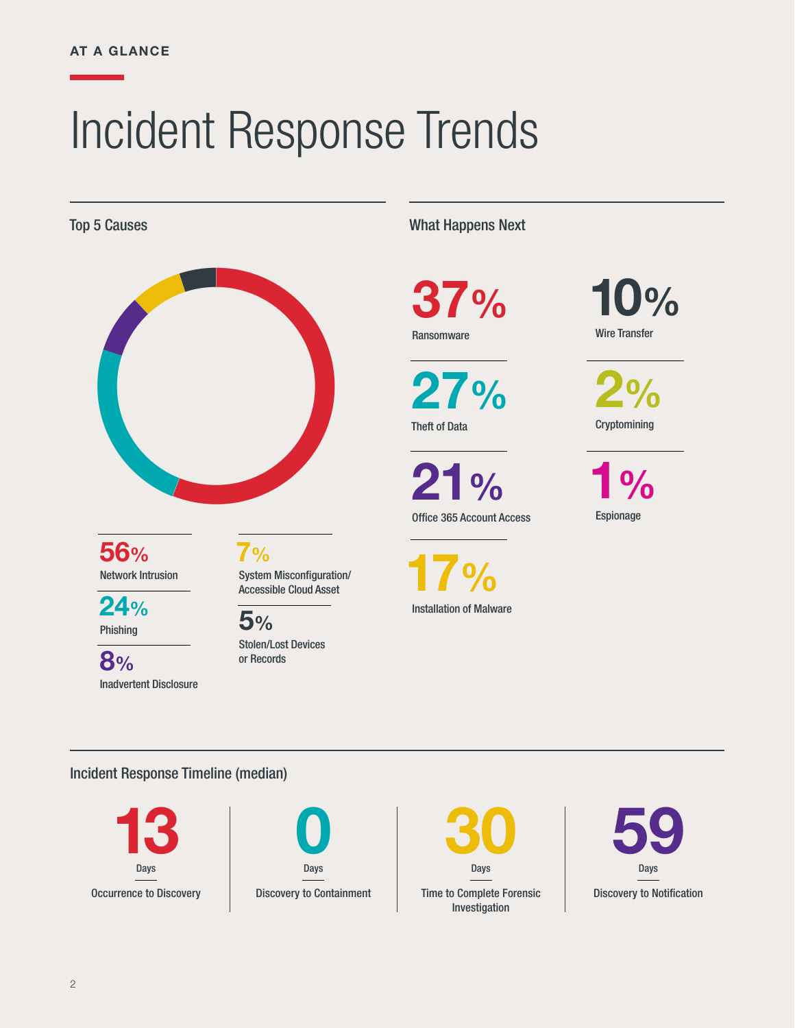AT A GLANCE

# Incident Response Trends

## Top 5 Causes

- **56%** Network Intrusion
- **24%** Phishing
- **8%** Inadvertent Disclosure
- **7%** System Misconfiguration/ Accessible Cloud Asset
- **5%** Stolen/Lost Devices or Records

## What Happens Next

- **37%** Ransomware
- **27%** Theft of Data
- **21%** Office 365 Account Access
- **17%** Installation of Malware
- **10%** Wire Transfer
- **2%** Cryptomining
- **1%** Espionage

## Incident Response Timeline (median)

- **13** Days — Occurrence to Discovery
- **0** Days — Discovery to Containment
- **30** Days — Time to Complete Forensic Investigation
- **59** Days — Discovery to Notification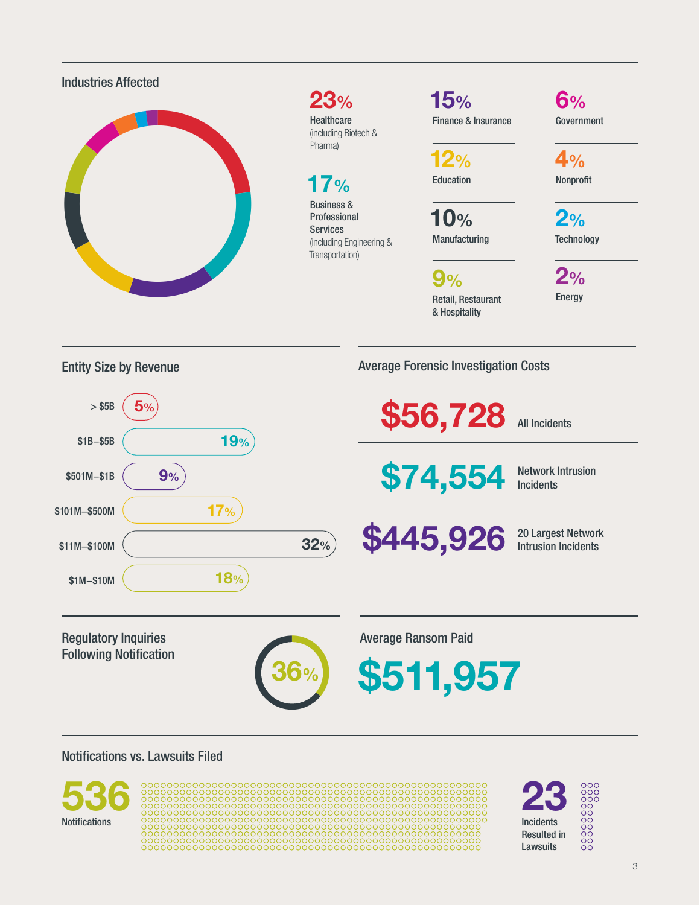## Industries Affected

- **23%** Healthcare (including Biotech & Pharma)
- **17%** Business & Professional Services (including Engineering & Transportation)
- **15%** Finance & Insurance
- **12%** Education
- **10%** Manufacturing
- **9%** Retail, Restaurant & Hospitality
- **6%** Government
- **4%** Nonprofit
- **2%** Technology
- **2%** Energy

## Entity Size by Revenue

| Revenue | Percentage |
|---|---|
| > $5B | 5% |
| $1B–$5B | 19% |
| $501M–$1B | 9% |
| $101M–$500M | 17% |
| $11M–$100M | 32% |
| $1M–$10M | 18% |

## Average Forensic Investigation Costs

- **$56,728** All Incidents
- **$74,554** Network Intrusion Incidents
- **$445,926** 20 Largest Network Intrusion Incidents

## Regulatory Inquiries Following Notification

**36%**

## Average Ransom Paid

**$511,957**

## Notifications vs. Lawsuits Filed

**536** Notifications

**23** Incidents Resulted in Lawsuits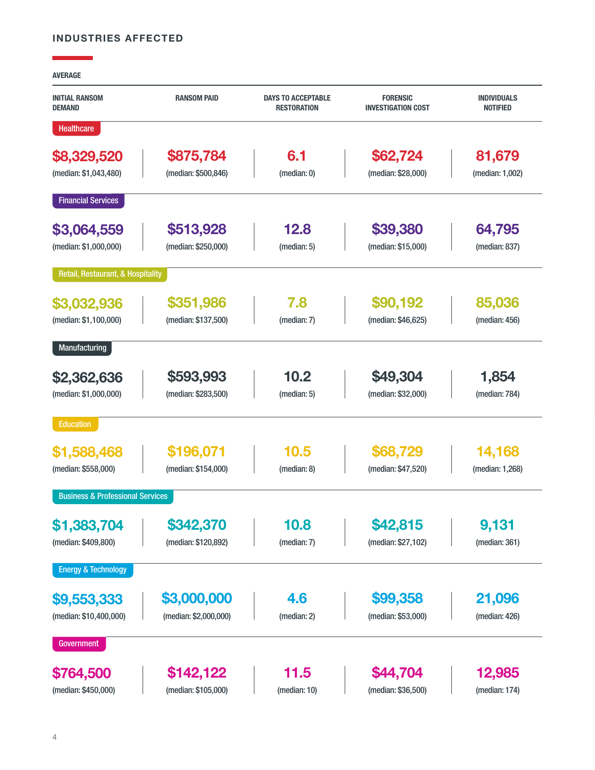## INDUSTRIES AFFECTED

AVERAGE

| Industry | INITIAL RANSOM DEMAND | RANSOM PAID | DAYS TO ACCEPTABLE RESTORATION | FORENSIC INVESTIGATION COST | INDIVIDUALS NOTIFIED |
|---|---|---|---|---|---|
| Healthcare | $8,329,520 (median: $1,043,480) | $875,784 (median: $500,846) | 6.1 (median: 0) | $62,724 (median: $28,000) | 81,679 (median: 1,002) |
| Financial Services | $3,064,559 (median: $1,000,000) | $513,928 (median: $250,000) | 12.8 (median: 5) | $39,380 (median: $15,000) | 64,795 (median: 837) |
| Retail, Restaurant, & Hospitality | $3,032,936 (median: $1,100,000) | $351,986 (median: $137,500) | 7.8 (median: 7) | $90,192 (median: $46,625) | 85,036 (median: 456) |
| Manufacturing | $2,362,636 (median: $1,000,000) | $593,993 (median: $283,500) | 10.2 (median: 5) | $49,304 (median: $32,000) | 1,854 (median: 784) |
| Education | $1,588,468 (median: $558,000) | $196,071 (median: $154,000) | 10.5 (median: 8) | $68,729 (median: $47,520) | 14,168 (median: 1,268) |
| Business & Professional Services | $1,383,704 (median: $409,800) | $342,370 (median: $120,892) | 10.8 (median: 7) | $42,815 (median: $27,102) | 9,131 (median: 361) |
| Energy & Technology | $9,553,333 (median: $10,400,000) | $3,000,000 (median: $2,000,000) | 4.6 (median: 2) | $99,358 (median: $53,000) | 21,096 (median: 426) |
| Government | $764,500 (median: $450,000) | $142,122 (median: $105,000) | 11.5 (median: 10) | $44,704 (median: $36,500) | 12,985 (median: 174) |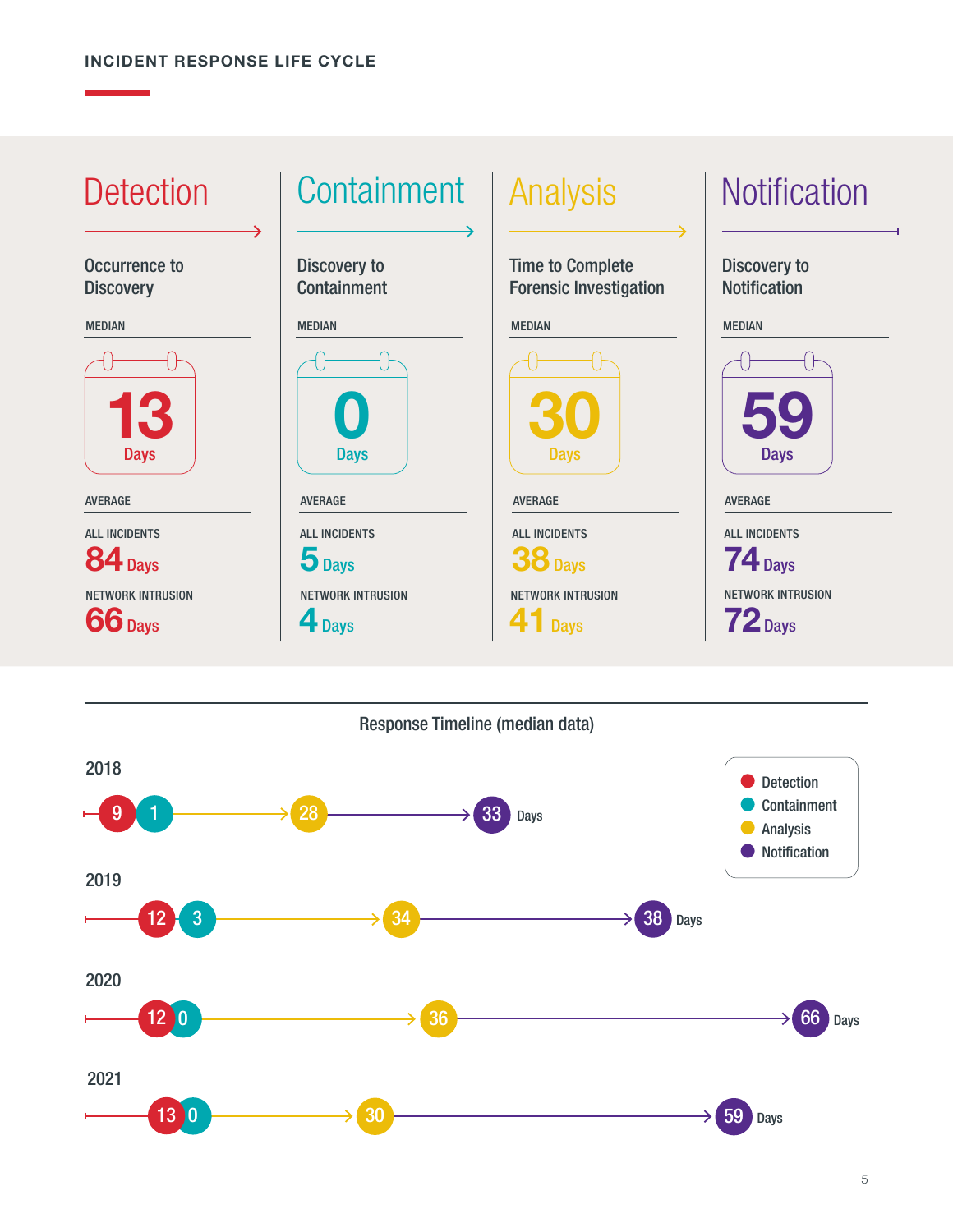## INCIDENT RESPONSE LIFE CYCLE

### Detection

Occurrence to Discovery

MEDIAN

**13** Days

AVERAGE

ALL INCIDENTS
**84** Days

NETWORK INTRUSION
**66** Days

### Containment

Discovery to Containment

MEDIAN

**0** Days

AVERAGE

ALL INCIDENTS
**5** Days

NETWORK INTRUSION
**4** Days

### Analysis

Time to Complete Forensic Investigation

MEDIAN

**30** Days

AVERAGE

ALL INCIDENTS
**38** Days

NETWORK INTRUSION
**41** Days

### Notification

Discovery to Notification

MEDIAN

**59** Days

AVERAGE

ALL INCIDENTS
**74** Days

NETWORK INTRUSION
**72** Days

### Response Timeline (median data)

| Year | Detection | Containment | Analysis | Notification |
|---|---|---|---|---|
| 2018 | 9 | 1 | 28 | 33 Days |
| 2019 | 12 | 3 | 34 | 38 Days |
| 2020 | 12 | 0 | 36 | 66 Days |
| 2021 | 13 | 0 | 30 | 59 Days |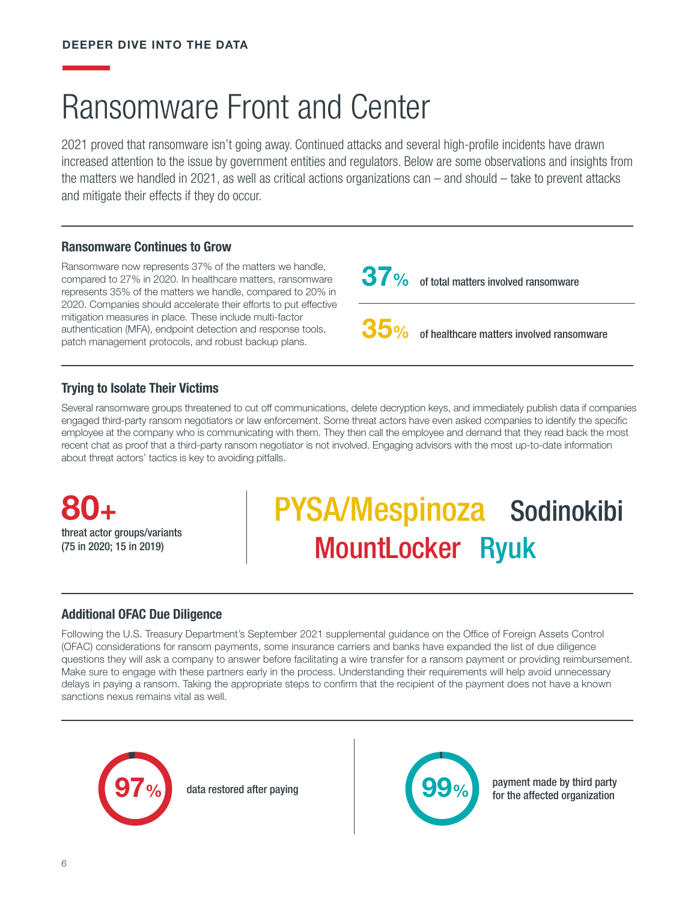DEEPER DIVE INTO THE DATA

# Ransomware Front and Center

2021 proved that ransomware isn't going away. Continued attacks and several high-profile incidents have drawn increased attention to the issue by government entities and regulators. Below are some observations and insights from the matters we handled in 2021, as well as critical actions organizations can – and should – take to prevent attacks and mitigate their effects if they do occur.

### Ransomware Continues to Grow

Ransomware now represents 37% of the matters we handle, compared to 27% in 2020. In healthcare matters, ransomware represents 35% of the matters we handle, compared to 20% in 2020. Companies should accelerate their efforts to put effective mitigation measures in place. These include multi-factor authentication (MFA), endpoint detection and response tools, patch management protocols, and robust backup plans.

**37%** of total matters involved ransomware

**35%** of healthcare matters involved ransomware

### Trying to Isolate Their Victims

Several ransomware groups threatened to cut off communications, delete decryption keys, and immediately publish data if companies engaged third-party ransom negotiators or law enforcement. Some threat actors have even asked companies to identify the specific employee at the company who is communicating with them. They then call the employee and demand that they read back the most recent chat as proof that a third-party ransom negotiator is not involved. Engaging advisors with the most up-to-date information about threat actors' tactics is key to avoiding pitfalls.

**80+** threat actor groups/variants (75 in 2020; 15 in 2019)

PYSA/Mespinoza Sodinokibi MountLocker Ryuk

### Additional OFAC Due Diligence

Following the U.S. Treasury Department's September 2021 supplemental guidance on the Office of Foreign Assets Control (OFAC) considerations for ransom payments, some insurance carriers and banks have expanded the list of due diligence questions they will ask a company to answer before facilitating a wire transfer for a ransom payment or providing reimbursement. Make sure to engage with these partners early in the process. Understanding their requirements will help avoid unnecessary delays in paying a ransom. Taking the appropriate steps to confirm that the recipient of the payment does not have a known sanctions nexus remains vital as well.

**97%** data restored after paying

**99%** payment made by third party for the affected organization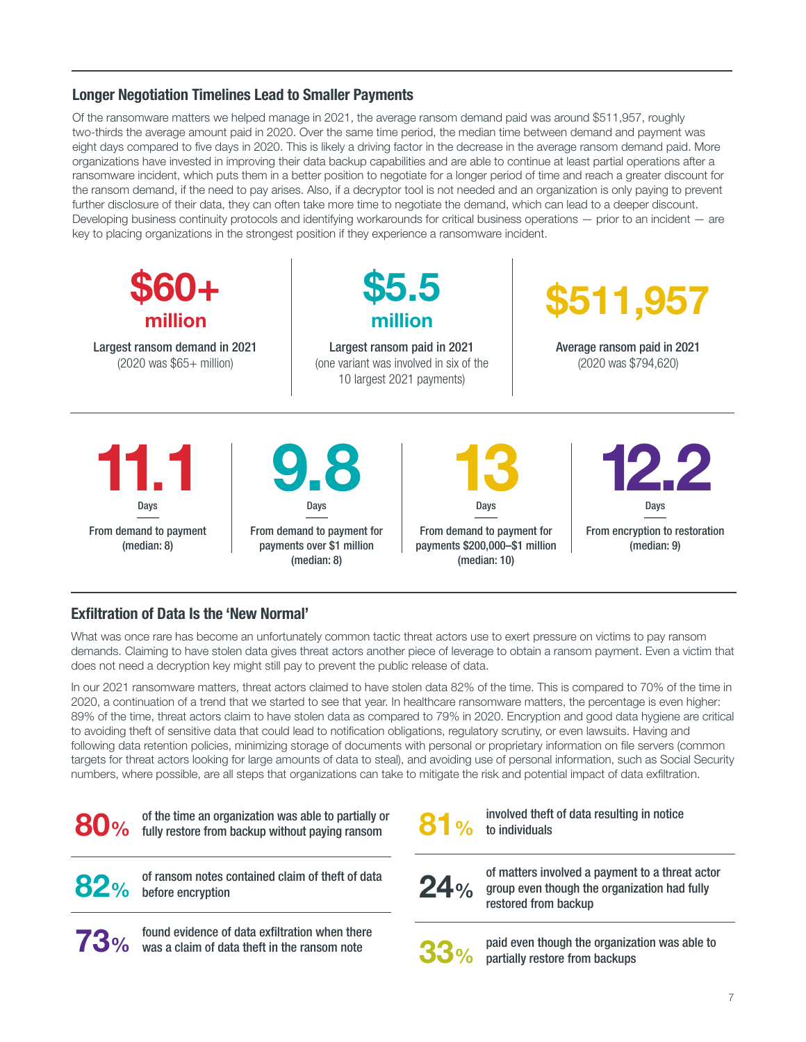## Longer Negotiation Timelines Lead to Smaller Payments

Of the ransomware matters we helped manage in 2021, the average ransom demand paid was around $511,957, roughly two-thirds the average amount paid in 2020. Over the same time period, the median time between demand and payment was eight days compared to five days in 2020. This is likely a driving factor in the decrease in the average ransom demand paid. More organizations have invested in improving their data backup capabilities and are able to continue at least partial operations after a ransomware incident, which puts them in a better position to negotiate for a longer period of time and reach a greater discount for the ransom demand, if the need to pay arises. Also, if a decryptor tool is not needed and an organization is only paying to prevent further disclosure of their data, they can often take more time to negotiate the demand, which can lead to a deeper discount. Developing business continuity protocols and identifying workarounds for critical business operations — prior to an incident — are key to placing organizations in the strongest position if they experience a ransomware incident.

**$60+ million**
Largest ransom demand in 2021
(2020 was $65+ million)

**$5.5 million**
Largest ransom paid in 2021
(one variant was involved in six of the 10 largest 2021 payments)

**$511,957**
Average ransom paid in 2021
(2020 was $794,620)

**11.1 Days**
From demand to payment
(median: 8)

**9.8 Days**
From demand to payment for payments over $1 million
(median: 8)

**13 Days**
From demand to payment for payments $200,000–$1 million
(median: 10)

**12.2 Days**
From encryption to restoration
(median: 9)

## Exfiltration of Data Is the 'New Normal'

What was once rare has become an unfortunately common tactic threat actors use to exert pressure on victims to pay ransom demands. Claiming to have stolen data gives threat actors another piece of leverage to obtain a ransom payment. Even a victim that does not need a decryption key might still pay to prevent the public release of data.

In our 2021 ransomware matters, threat actors claimed to have stolen data 82% of the time. This is compared to 70% of the time in 2020, a continuation of a trend that we started to see that year. In healthcare ransomware matters, the percentage is even higher: 89% of the time, threat actors claim to have stolen data as compared to 79% in 2020. Encryption and good data hygiene are critical to avoiding theft of sensitive data that could lead to notification obligations, regulatory scrutiny, or even lawsuits. Having and following data retention policies, minimizing storage of documents with personal or proprietary information on file servers (common targets for threat actors looking for large amounts of data to steal), and avoiding use of personal information, such as Social Security numbers, where possible, are all steps that organizations can take to mitigate the risk and potential impact of data exfiltration.

**80%** of the time an organization was able to partially or fully restore from backup without paying ransom

**82%** of ransom notes contained claim of theft of data before encryption

**73%** found evidence of data exfiltration when there was a claim of data theft in the ransom note

**81%** involved theft of data resulting in notice to individuals

**24%** of matters involved a payment to a threat actor group even though the organization had fully restored from backup

**33%** paid even though the organization was able to partially restore from backups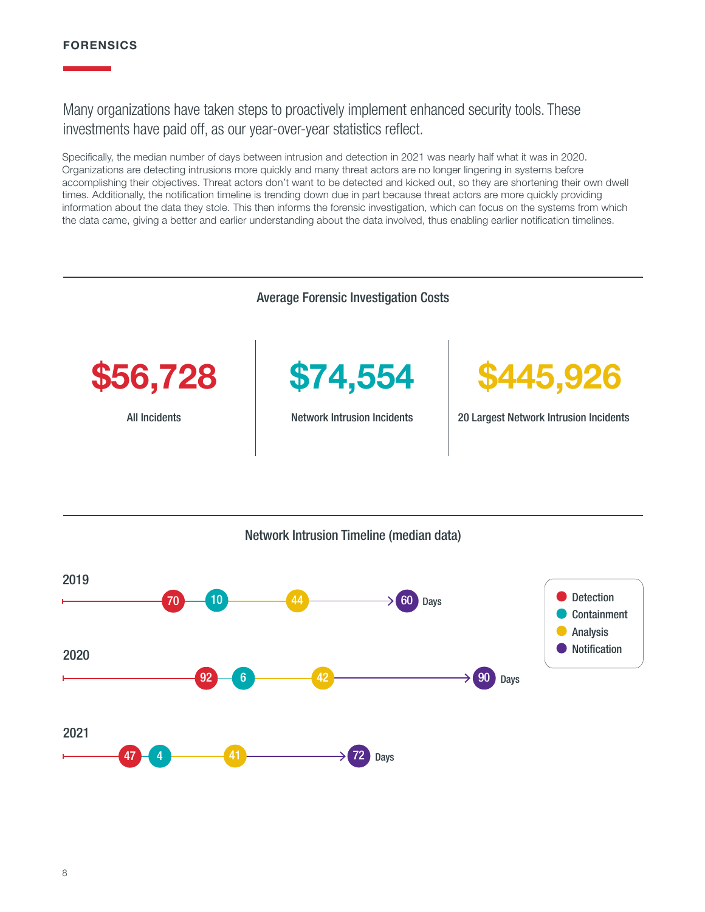## FORENSICS

Many organizations have taken steps to proactively implement enhanced security tools. These investments have paid off, as our year-over-year statistics reflect.

Specifically, the median number of days between intrusion and detection in 2021 was nearly half what it was in 2020. Organizations are detecting intrusions more quickly and many threat actors are no longer lingering in systems before accomplishing their objectives. Threat actors don't want to be detected and kicked out, so they are shortening their own dwell times. Additionally, the notification timeline is trending down due in part because threat actors are more quickly providing information about the data they stole. This then informs the forensic investigation, which can focus on the systems from which the data came, giving a better and earlier understanding about the data involved, thus enabling earlier notification timelines.

### Average Forensic Investigation Costs

| $56,728 | $74,554 | $445,926 |
|---|---|---|
| All Incidents | Network Intrusion Incidents | 20 Largest Network Intrusion Incidents |

### Network Intrusion Timeline (median data)

| Year | Detection | Containment | Analysis | Notification |
|---|---|---|---|---|
| 2019 | 70 | 10 | 44 | 60 Days |
| 2020 | 92 | 6 | 42 | 90 Days |
| 2021 | 47 | 4 | 41 | 72 Days |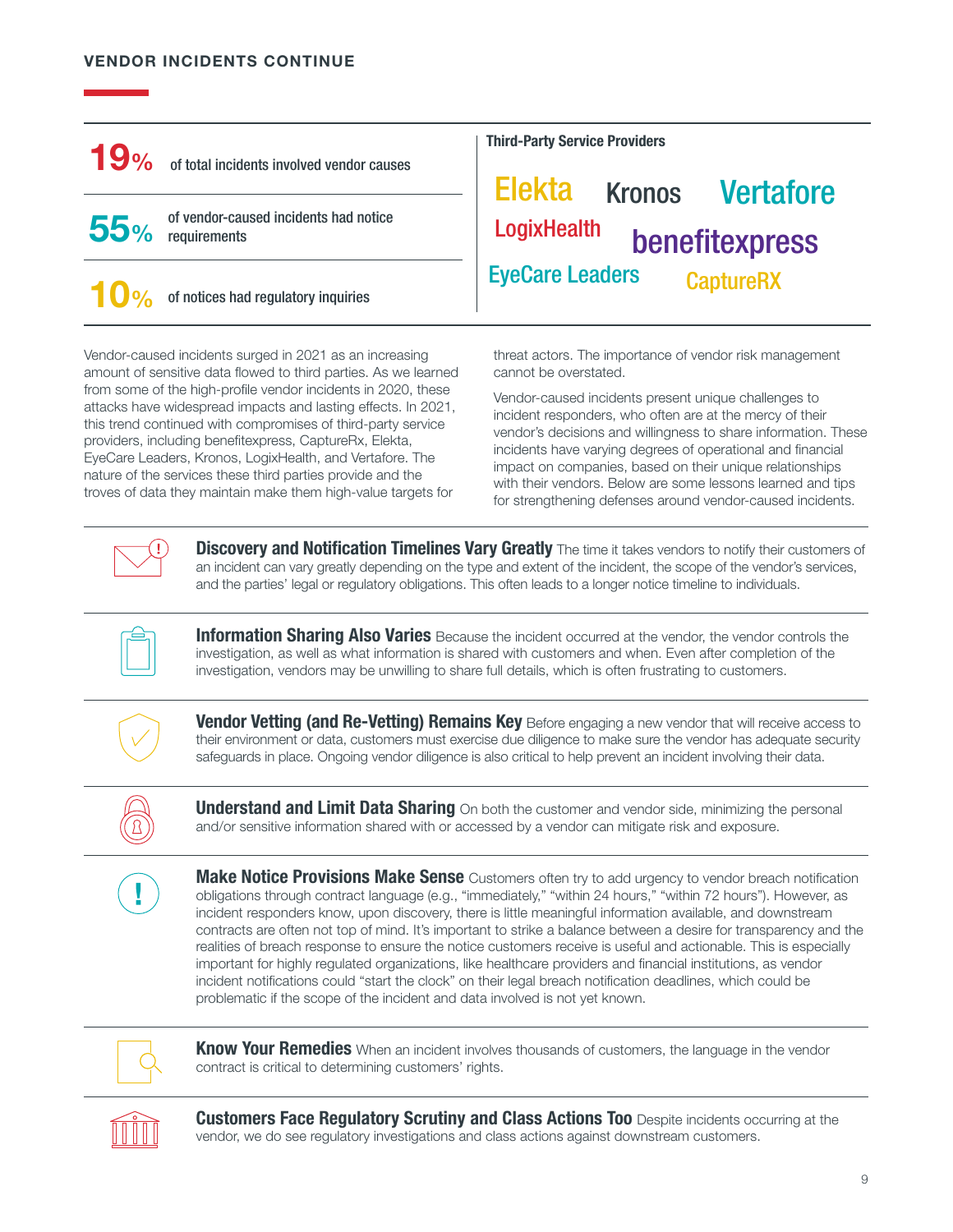## VENDOR INCIDENTS CONTINUE

**19%** of total incidents involved vendor causes

**55%** of vendor-caused incidents had notice requirements

**10%** of notices had regulatory inquiries

**Third-Party Service Providers**

Elekta, Kronos, Vertafore, LogixHealth, benefitexpress, EyeCare Leaders, CaptureRX

Vendor-caused incidents surged in 2021 as an increasing amount of sensitive data flowed to third parties. As we learned from some of the high-profile vendor incidents in 2020, these attacks have widespread impacts and lasting effects. In 2021, this trend continued with compromises of third-party service providers, including benefitexpress, CaptureRx, Elekta, EyeCare Leaders, Kronos, LogixHealth, and Vertafore. The nature of the services these third parties provide and the troves of data they maintain make them high-value targets for threat actors. The importance of vendor risk management cannot be overstated.

Vendor-caused incidents present unique challenges to incident responders, who often are at the mercy of their vendor's decisions and willingness to share information. These incidents have varying degrees of operational and financial impact on companies, based on their unique relationships with their vendors. Below are some lessons learned and tips for strengthening defenses around vendor-caused incidents.

**Discovery and Notification Timelines Vary Greatly** The time it takes vendors to notify their customers of an incident can vary greatly depending on the type and extent of the incident, the scope of the vendor's services, and the parties' legal or regulatory obligations. This often leads to a longer notice timeline to individuals.

**Information Sharing Also Varies** Because the incident occurred at the vendor, the vendor controls the investigation, as well as what information is shared with customers and when. Even after completion of the investigation, vendors may be unwilling to share full details, which is often frustrating to customers.

**Vendor Vetting (and Re-Vetting) Remains Key** Before engaging a new vendor that will receive access to their environment or data, customers must exercise due diligence to make sure the vendor has adequate security safeguards in place. Ongoing vendor diligence is also critical to help prevent an incident involving their data.

**Understand and Limit Data Sharing** On both the customer and vendor side, minimizing the personal and/or sensitive information shared with or accessed by a vendor can mitigate risk and exposure.

**Make Notice Provisions Make Sense** Customers often try to add urgency to vendor breach notification obligations through contract language (e.g., "immediately," "within 24 hours," "within 72 hours"). However, as incident responders know, upon discovery, there is little meaningful information available, and downstream contracts are often not top of mind. It's important to strike a balance between a desire for transparency and the realities of breach response to ensure the notice customers receive is useful and actionable. This is especially important for highly regulated organizations, like healthcare providers and financial institutions, as vendor incident notifications could "start the clock" on their legal breach notification deadlines, which could be problematic if the scope of the incident and data involved is not yet known.

**Know Your Remedies** When an incident involves thousands of customers, the language in the vendor contract is critical to determining customers' rights.

**Customers Face Regulatory Scrutiny and Class Actions Too** Despite incidents occurring at the vendor, we do see regulatory investigations and class actions against downstream customers.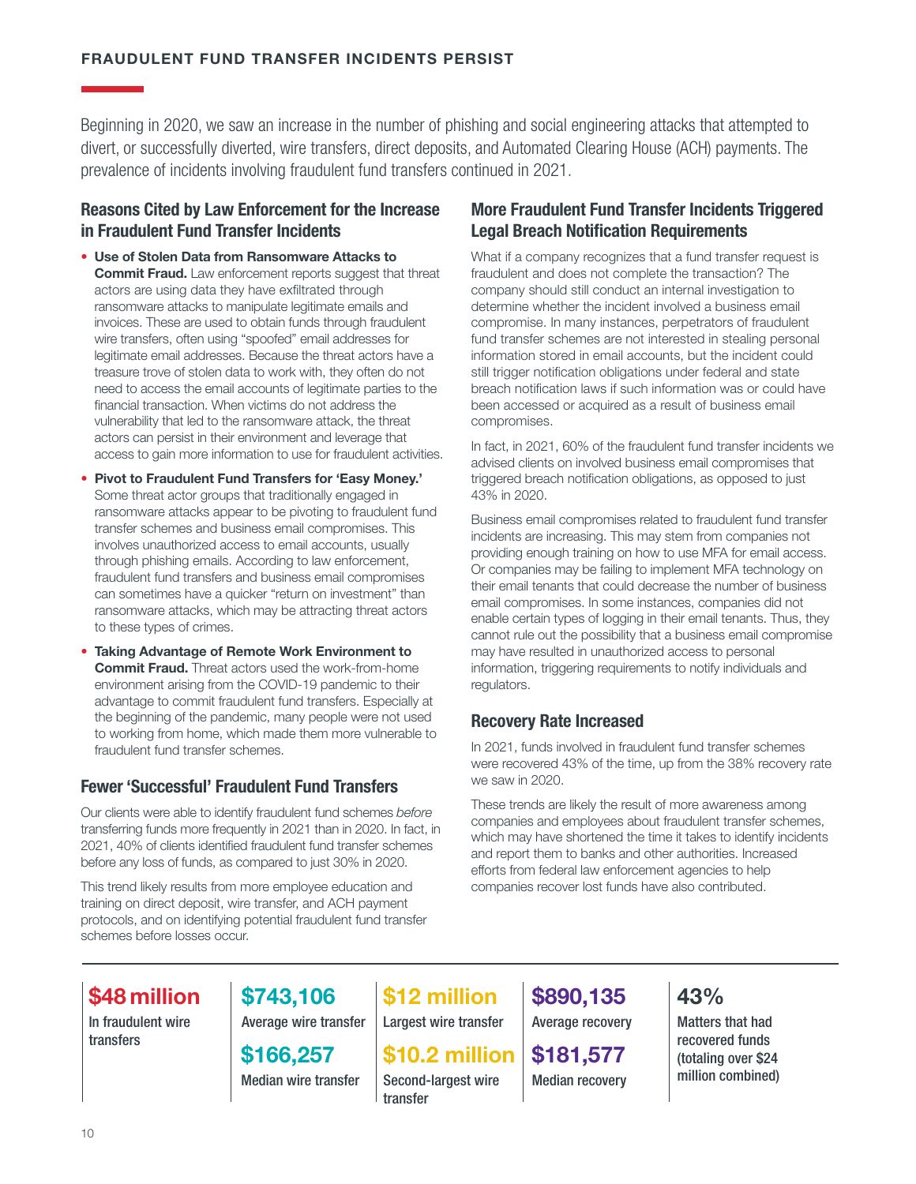## FRAUDULENT FUND TRANSFER INCIDENTS PERSIST

Beginning in 2020, we saw an increase in the number of phishing and social engineering attacks that attempted to divert, or successfully diverted, wire transfers, direct deposits, and Automated Clearing House (ACH) payments. The prevalence of incidents involving fraudulent fund transfers continued in 2021.

### Reasons Cited by Law Enforcement for the Increase in Fraudulent Fund Transfer Incidents

- **Use of Stolen Data from Ransomware Attacks to Commit Fraud.** Law enforcement reports suggest that threat actors are using data they have exfiltrated through ransomware attacks to manipulate legitimate emails and invoices. These are used to obtain funds through fraudulent wire transfers, often using "spoofed" email addresses for legitimate email addresses. Because the threat actors have a treasure trove of stolen data to work with, they often do not need to access the email accounts of legitimate parties to the financial transaction. When victims do not address the vulnerability that led to the ransomware attack, the threat actors can persist in their environment and leverage that access to gain more information to use for fraudulent activities.
- **Pivot to Fraudulent Fund Transfers for 'Easy Money.'** Some threat actor groups that traditionally engaged in ransomware attacks appear to be pivoting to fraudulent fund transfer schemes and business email compromises. This involves unauthorized access to email accounts, usually through phishing emails. According to law enforcement, fraudulent fund transfers and business email compromises can sometimes have a quicker "return on investment" than ransomware attacks, which may be attracting threat actors to these types of crimes.
- **Taking Advantage of Remote Work Environment to Commit Fraud.** Threat actors used the work-from-home environment arising from the COVID-19 pandemic to their advantage to commit fraudulent fund transfers. Especially at the beginning of the pandemic, many people were not used to working from home, which made them more vulnerable to fraudulent fund transfer schemes.

### Fewer 'Successful' Fraudulent Fund Transfers

Our clients were able to identify fraudulent fund schemes *before* transferring funds more frequently in 2021 than in 2020. In fact, in 2021, 40% of clients identified fraudulent fund transfer schemes before any loss of funds, as compared to just 30% in 2020.

This trend likely results from more employee education and training on direct deposit, wire transfer, and ACH payment protocols, and on identifying potential fraudulent fund transfer schemes before losses occur.

### More Fraudulent Fund Transfer Incidents Triggered Legal Breach Notification Requirements

What if a company recognizes that a fund transfer request is fraudulent and does not complete the transaction? The company should still conduct an internal investigation to determine whether the incident involved a business email compromise. In many instances, perpetrators of fraudulent fund transfer schemes are not interested in stealing personal information stored in email accounts, but the incident could still trigger notification obligations under federal and state breach notification laws if such information was or could have been accessed or acquired as a result of business email compromises.

In fact, in 2021, 60% of the fraudulent fund transfer incidents we advised clients on involved business email compromises that triggered breach notification obligations, as opposed to just 43% in 2020.

Business email compromises related to fraudulent fund transfer incidents are increasing. This may stem from companies not providing enough training on how to use MFA for email access. Or companies may be failing to implement MFA technology on their email tenants that could decrease the number of business email compromises. In some instances, companies did not enable certain types of logging in their email tenants. Thus, they cannot rule out the possibility that a business email compromise may have resulted in unauthorized access to personal information, triggering requirements to notify individuals and regulators.

### Recovery Rate Increased

In 2021, funds involved in fraudulent fund transfer schemes were recovered 43% of the time, up from the 38% recovery rate we saw in 2020.

These trends are likely the result of more awareness among companies and employees about fraudulent transfer schemes, which may have shortened the time it takes to identify incidents and report them to banks and other authorities. Increased efforts from federal law enforcement agencies to help companies recover lost funds have also contributed.

**$48 million**
In fraudulent wire transfers

**$743,106**
Average wire transfer

**$166,257**
Median wire transfer

**$12 million**
Largest wire transfer

**$10.2 million**
Second-largest wire transfer

**$890,135**
Average recovery

**$181,577**
Median recovery

**43%**
Matters that had recovered funds (totaling over $24 million combined)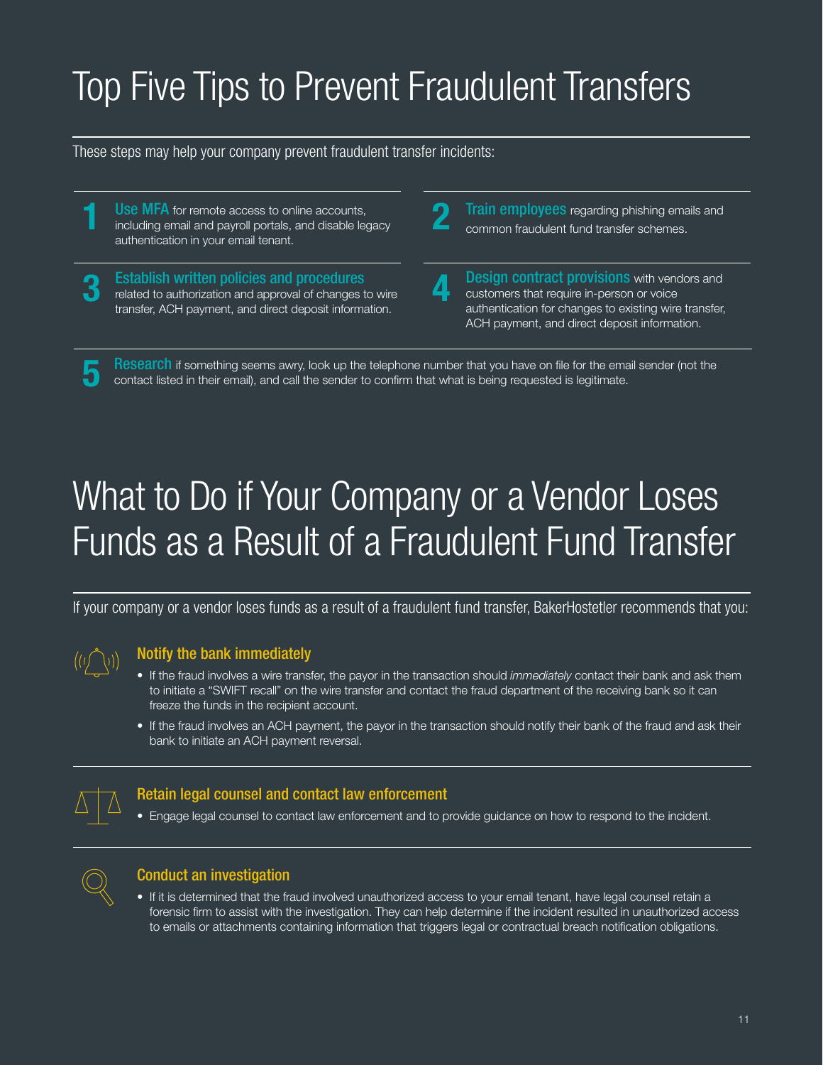# Top Five Tips to Prevent Fraudulent Transfers

These steps may help your company prevent fraudulent transfer incidents:

1. **Use MFA** for remote access to online accounts, including email and payroll portals, and disable legacy authentication in your email tenant.
2. **Train employees** regarding phishing emails and common fraudulent fund transfer schemes.
3. **Establish written policies and procedures** related to authorization and approval of changes to wire transfer, ACH payment, and direct deposit information.
4. **Design contract provisions** with vendors and customers that require in-person or voice authentication for changes to existing wire transfer, ACH payment, and direct deposit information.
5. **Research** if something seems awry, look up the telephone number that you have on file for the email sender (not the contact listed in their email), and call the sender to confirm that what is being requested is legitimate.

# What to Do if Your Company or a Vendor Loses Funds as a Result of a Fraudulent Fund Transfer

If your company or a vendor loses funds as a result of a fraudulent fund transfer, BakerHostetler recommends that you:

## Notify the bank immediately

- If the fraud involves a wire transfer, the payor in the transaction should *immediately* contact their bank and ask them to initiate a "SWIFT recall" on the wire transfer and contact the fraud department of the receiving bank so it can freeze the funds in the recipient account.
- If the fraud involves an ACH payment, the payor in the transaction should notify their bank of the fraud and ask their bank to initiate an ACH payment reversal.

## Retain legal counsel and contact law enforcement

- Engage legal counsel to contact law enforcement and to provide guidance on how to respond to the incident.

## Conduct an investigation

- If it is determined that the fraud involved unauthorized access to your email tenant, have legal counsel retain a forensic firm to assist with the investigation. They can help determine if the incident resulted in unauthorized access to emails or attachments containing information that triggers legal or contractual breach notification obligations.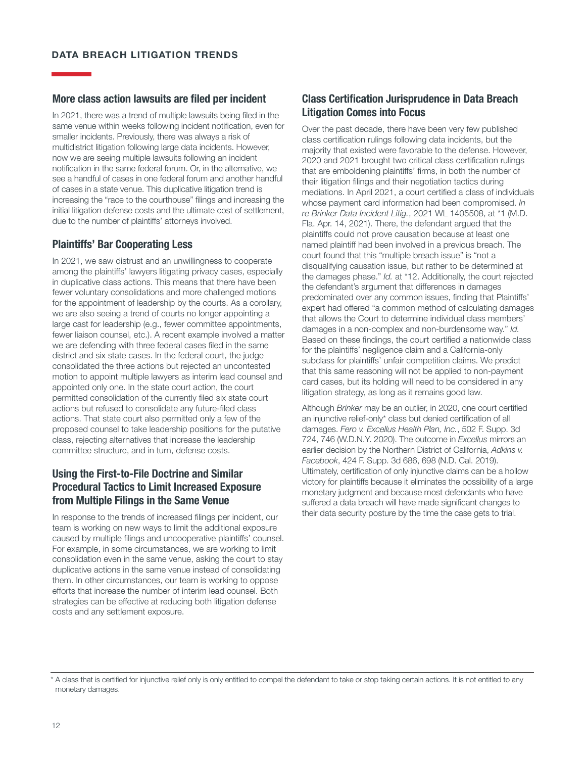## More class action lawsuits are filed per incident

In 2021, there was a trend of multiple lawsuits being filed in the same venue within weeks following incident notification, even for smaller incidents. Previously, there was always a risk of multidistrict litigation following large data incidents. However, now we are seeing multiple lawsuits following an incident notification in the same federal forum. Or, in the alternative, we see a handful of cases in one federal forum and another handful of cases in a state venue. This duplicative litigation trend is increasing the "race to the courthouse" filings and increasing the initial litigation defense costs and the ultimate cost of settlement, due to the number of plaintiffs' attorneys involved.

## Plaintiffs' Bar Cooperating Less

In 2021, we saw distrust and an unwillingness to cooperate among the plaintiffs' lawyers litigating privacy cases, especially in duplicative class actions. This means that there have been fewer voluntary consolidations and more challenged motions for the appointment of leadership by the courts. As a corollary, we are also seeing a trend of courts no longer appointing a large cast for leadership (e.g., fewer committee appointments, fewer liaison counsel, etc.). A recent example involved a matter we are defending with three federal cases filed in the same district and six state cases. In the federal court, the judge consolidated the three actions but rejected an uncontested motion to appoint multiple lawyers as interim lead counsel and appointed only one. In the state court action, the court permitted consolidation of the currently filed six state court actions but refused to consolidate any future-filed class actions. That state court also permitted only a few of the proposed counsel to take leadership positions for the putative class, rejecting alternatives that increase the leadership committee structure, and in turn, defense costs.

## Using the First-to-File Doctrine and Similar Procedural Tactics to Limit Increased Exposure from Multiple Filings in the Same Venue

In response to the trends of increased filings per incident, our team is working on new ways to limit the additional exposure caused by multiple filings and uncooperative plaintiffs' counsel. For example, in some circumstances, we are working to limit consolidation even in the same venue, asking the court to stay duplicative actions in the same venue instead of consolidating them. In other circumstances, our team is working to oppose efforts that increase the number of interim lead counsel. Both strategies can be effective at reducing both litigation defense costs and any settlement exposure.

## Class Certification Jurisprudence in Data Breach Litigation Comes into Focus

Over the past decade, there have been very few published class certification rulings following data incidents, but the majority that existed were favorable to the defense. However, 2020 and 2021 brought two critical class certification rulings that are emboldening plaintiffs' firms, in both the number of their litigation filings and their negotiation tactics during mediations. In April 2021, a court certified a class of individuals whose payment card information had been compromised. *In re Brinker Data Incident Litig.*, 2021 WL 1405508, at *1 (M.D. Fla. Apr. 14, 2021). There, the defendant argued that the plaintiffs could not prove causation because at least one named plaintiff had been involved in a previous breach. The court found that this "multiple breach issue" is "not a disqualifying causation issue, but rather to be determined at the damages phase." *Id.* at *12. Additionally, the court rejected the defendant's argument that differences in damages predominated over any common issues, finding that Plaintiffs' expert had offered "a common method of calculating damages that allows the Court to determine individual class members' damages in a non-complex and non-burdensome way." *Id.* Based on these findings, the court certified a nationwide class for the plaintiffs' negligence claim and a California-only subclass for plaintiffs' unfair competition claims. We predict that this same reasoning will not be applied to non-payment card cases, but its holding will need to be considered in any litigation strategy, as long as it remains good law.

Although *Brinker* may be an outlier, in 2020, one court certified an injunctive relief-only* class but denied certification of all damages. *Fero v. Excellus Health Plan, Inc.*, 502 F. Supp. 3d 724, 746 (W.D.N.Y. 2020). The outcome in *Excellus* mirrors an earlier decision by the Northern District of California, *Adkins v. Facebook*, 424 F. Supp. 3d 686, 698 (N.D. Cal. 2019). Ultimately, certification of only injunctive claims can be a hollow victory for plaintiffs because it eliminates the possibility of a large monetary judgment and because most defendants who have suffered a data breach will have made significant changes to their data security posture by the time the case gets to trial.

---

* A class that is certified for injunctive relief only is only entitled to compel the defendant to take or stop taking certain actions. It is not entitled to any monetary damages.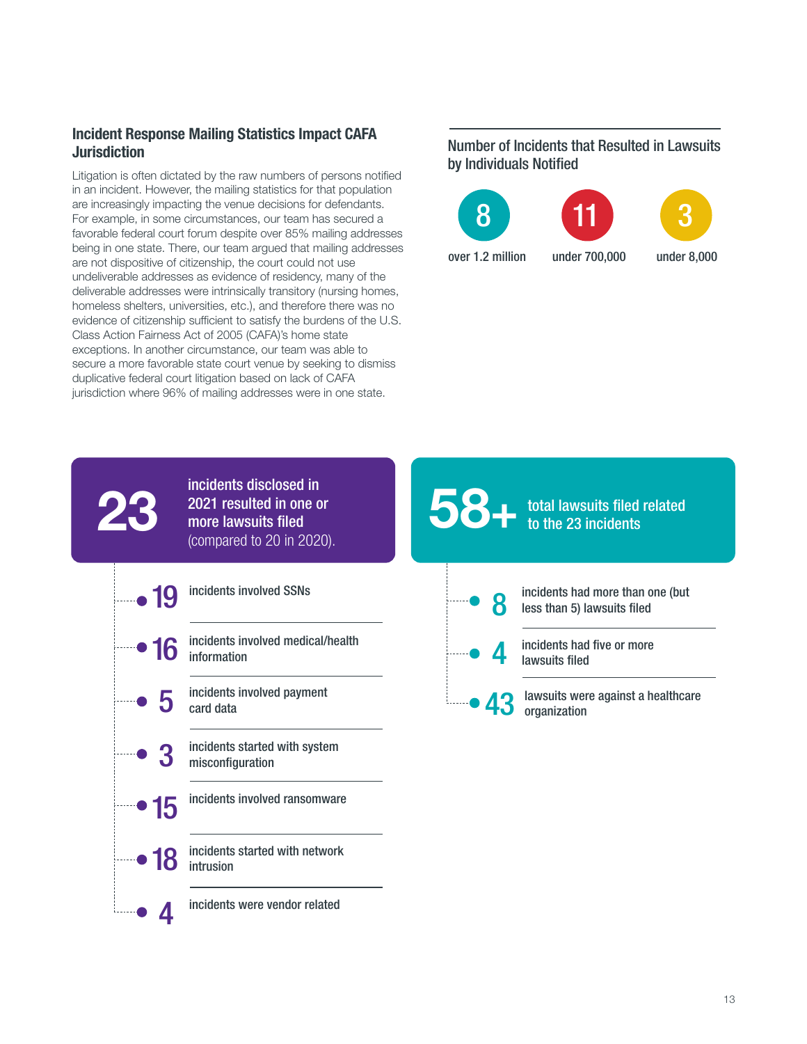## Incident Response Mailing Statistics Impact CAFA Jurisdiction

Litigation is often dictated by the raw numbers of persons notified in an incident. However, the mailing statistics for that population are increasingly impacting the venue decisions for defendants. For example, in some circumstances, our team has secured a favorable federal court forum despite over 85% mailing addresses being in one state. There, our team argued that mailing addresses are not dispositive of citizenship, the court could not use undeliverable addresses as evidence of residency, many of the deliverable addresses were intrinsically transitory (nursing homes, homeless shelters, universities, etc.), and therefore there was no evidence of citizenship sufficient to satisfy the burdens of the U.S. Class Action Fairness Act of 2005 (CAFA)'s home state exceptions. In another circumstance, our team was able to secure a more favorable state court venue by seeking to dismiss duplicative federal court litigation based on lack of CAFA jurisdiction where 96% of mailing addresses were in one state.

### Number of Incidents that Resulted in Lawsuits by Individuals Notified

| 8 | 11 | 3 |
|---|---|---|
| over 1.2 million | under 700,000 | under 8,000 |

**23** incidents disclosed in 2021 resulted in one or more lawsuits filed (compared to 20 in 2020).

- **19** incidents involved SSNs
- **16** incidents involved medical/health information
- **5** incidents involved payment card data
- **3** incidents started with system misconfiguration
- **15** incidents involved ransomware
- **18** incidents started with network intrusion
- **4** incidents were vendor related

**58+** total lawsuits filed related to the 23 incidents

- **8** incidents had more than one (but less than 5) lawsuits filed
- **4** incidents had five or more lawsuits filed
- **43** lawsuits were against a healthcare organization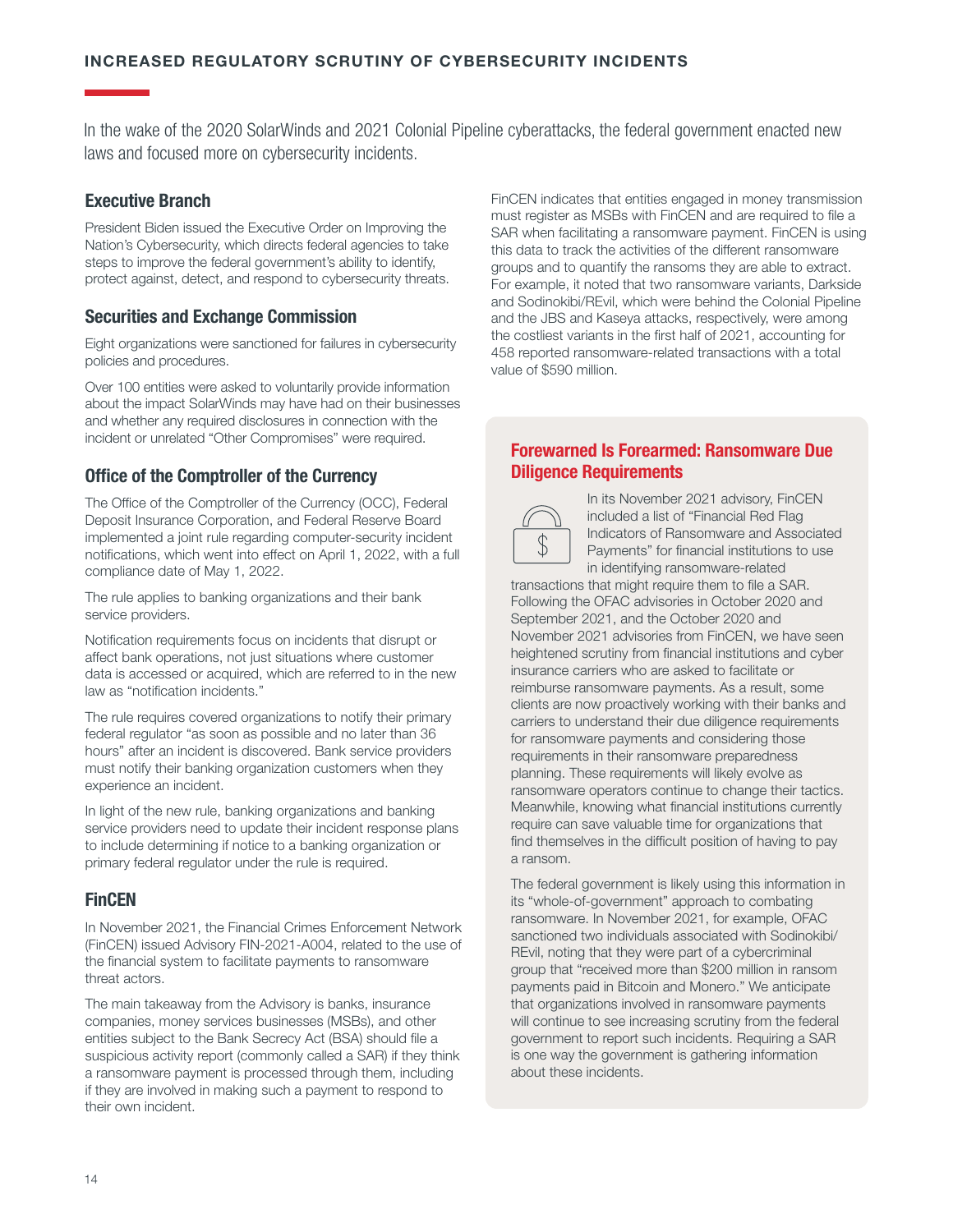## INCREASED REGULATORY SCRUTINY OF CYBERSECURITY INCIDENTS

In the wake of the 2020 SolarWinds and 2021 Colonial Pipeline cyberattacks, the federal government enacted new laws and focused more on cybersecurity incidents.

### Executive Branch

President Biden issued the Executive Order on Improving the Nation's Cybersecurity, which directs federal agencies to take steps to improve the federal government's ability to identify, protect against, detect, and respond to cybersecurity threats.

### Securities and Exchange Commission

Eight organizations were sanctioned for failures in cybersecurity policies and procedures.

Over 100 entities were asked to voluntarily provide information about the impact SolarWinds may have had on their businesses and whether any required disclosures in connection with the incident or unrelated "Other Compromises" were required.

### Office of the Comptroller of the Currency

The Office of the Comptroller of the Currency (OCC), Federal Deposit Insurance Corporation, and Federal Reserve Board implemented a joint rule regarding computer-security incident notifications, which went into effect on April 1, 2022, with a full compliance date of May 1, 2022.

The rule applies to banking organizations and their bank service providers.

Notification requirements focus on incidents that disrupt or affect bank operations, not just situations where customer data is accessed or acquired, which are referred to in the new law as "notification incidents."

The rule requires covered organizations to notify their primary federal regulator "as soon as possible and no later than 36 hours" after an incident is discovered. Bank service providers must notify their banking organization customers when they experience an incident.

In light of the new rule, banking organizations and banking service providers need to update their incident response plans to include determining if notice to a banking organization or primary federal regulator under the rule is required.

### FinCEN

In November 2021, the Financial Crimes Enforcement Network (FinCEN) issued Advisory FIN-2021-A004, related to the use of the financial system to facilitate payments to ransomware threat actors.

The main takeaway from the Advisory is banks, insurance companies, money services businesses (MSBs), and other entities subject to the Bank Secrecy Act (BSA) should file a suspicious activity report (commonly called a SAR) if they think a ransomware payment is processed through them, including if they are involved in making such a payment to respond to their own incident.

FinCEN indicates that entities engaged in money transmission must register as MSBs with FinCEN and are required to file a SAR when facilitating a ransomware payment. FinCEN is using this data to track the activities of the different ransomware groups and to quantify the ransoms they are able to extract. For example, it noted that two ransomware variants, Darkside and Sodinokibi/REvil, which were behind the Colonial Pipeline and the JBS and Kaseya attacks, respectively, were among the costliest variants in the first half of 2021, accounting for 458 reported ransomware-related transactions with a total value of $590 million.

### Forewarned Is Forearmed: Ransomware Due Diligence Requirements

In its November 2021 advisory, FinCEN included a list of "Financial Red Flag Indicators of Ransomware and Associated Payments" for financial institutions to use in identifying ransomware-related transactions that might require them to file a SAR. Following the OFAC advisories in October 2020 and September 2021, and the October 2020 and November 2021 advisories from FinCEN, we have seen heightened scrutiny from financial institutions and cyber insurance carriers who are asked to facilitate or reimburse ransomware payments. As a result, some clients are now proactively working with their banks and carriers to understand their due diligence requirements for ransomware payments and considering those requirements in their ransomware preparedness planning. These requirements will likely evolve as ransomware operators continue to change their tactics. Meanwhile, knowing what financial institutions currently require can save valuable time for organizations that find themselves in the difficult position of having to pay a ransom.

The federal government is likely using this information in its "whole-of-government" approach to combating ransomware. In November 2021, for example, OFAC sanctioned two individuals associated with Sodinokibi/REvil, noting that they were part of a cybercriminal group that "received more than $200 million in ransom payments paid in Bitcoin and Monero." We anticipate that organizations involved in ransomware payments will continue to see increasing scrutiny from the federal government to report such incidents. Requiring a SAR is one way the government is gathering information about these incidents.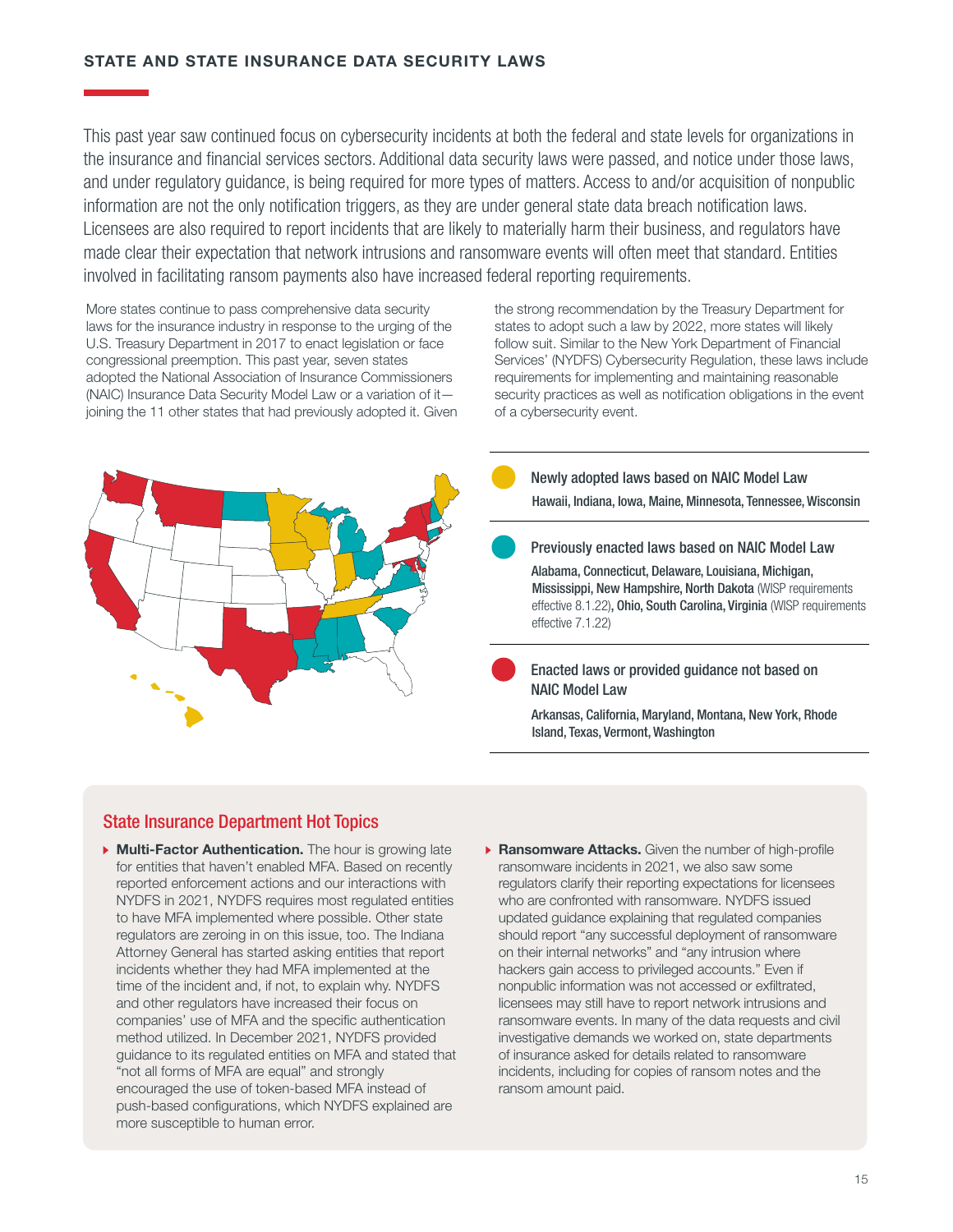## STATE AND STATE INSURANCE DATA SECURITY LAWS

This past year saw continued focus on cybersecurity incidents at both the federal and state levels for organizations in the insurance and financial services sectors. Additional data security laws were passed, and notice under those laws, and under regulatory guidance, is being required for more types of matters. Access to and/or acquisition of nonpublic information are not the only notification triggers, as they are under general state data breach notification laws. Licensees are also required to report incidents that are likely to materially harm their business, and regulators have made clear their expectation that network intrusions and ransomware events will often meet that standard. Entities involved in facilitating ransom payments also have increased federal reporting requirements.

More states continue to pass comprehensive data security laws for the insurance industry in response to the urging of the U.S. Treasury Department in 2017 to enact legislation or face congressional preemption. This past year, seven states adopted the National Association of Insurance Commissioners (NAIC) Insurance Data Security Model Law or a variation of it—joining the 11 other states that had previously adopted it. Given the strong recommendation by the Treasury Department for states to adopt such a law by 2022, more states will likely follow suit. Similar to the New York Department of Financial Services' (NYDFS) Cybersecurity Regulation, these laws include requirements for implementing and maintaining reasonable security practices as well as notification obligations in the event of a cybersecurity event.

**Newly adopted laws based on NAIC Model Law**

Hawaii, Indiana, Iowa, Maine, Minnesota, Tennessee, Wisconsin

**Previously enacted laws based on NAIC Model Law**

Alabama, Connecticut, Delaware, Louisiana, Michigan, Mississippi, New Hampshire, North Dakota (WISP requirements effective 8.1.22), Ohio, South Carolina, Virginia (WISP requirements effective 7.1.22)

**Enacted laws or provided guidance not based on NAIC Model Law**

Arkansas, California, Maryland, Montana, New York, Rhode Island, Texas, Vermont, Washington

### State Insurance Department Hot Topics

- **Multi-Factor Authentication.** The hour is growing late for entities that haven't enabled MFA. Based on recently reported enforcement actions and our interactions with NYDFS in 2021, NYDFS requires most regulated entities to have MFA implemented where possible. Other state regulators are zeroing in on this issue, too. The Indiana Attorney General has started asking entities that report incidents whether they had MFA implemented at the time of the incident and, if not, to explain why. NYDFS and other regulators have increased their focus on companies' use of MFA and the specific authentication method utilized. In December 2021, NYDFS provided guidance to its regulated entities on MFA and stated that "not all forms of MFA are equal" and strongly encouraged the use of token-based MFA instead of push-based configurations, which NYDFS explained are more susceptible to human error.
- **Ransomware Attacks.** Given the number of high-profile ransomware incidents in 2021, we also saw some regulators clarify their reporting expectations for licensees who are confronted with ransomware. NYDFS issued updated guidance explaining that regulated companies should report "any successful deployment of ransomware on their internal networks" and "any intrusion where hackers gain access to privileged accounts." Even if nonpublic information was not accessed or exfiltrated, licensees may still have to report network intrusions and ransomware events. In many of the data requests and civil investigative demands we worked on, state departments of insurance asked for details related to ransomware incidents, including for copies of ransom notes and the ransom amount paid.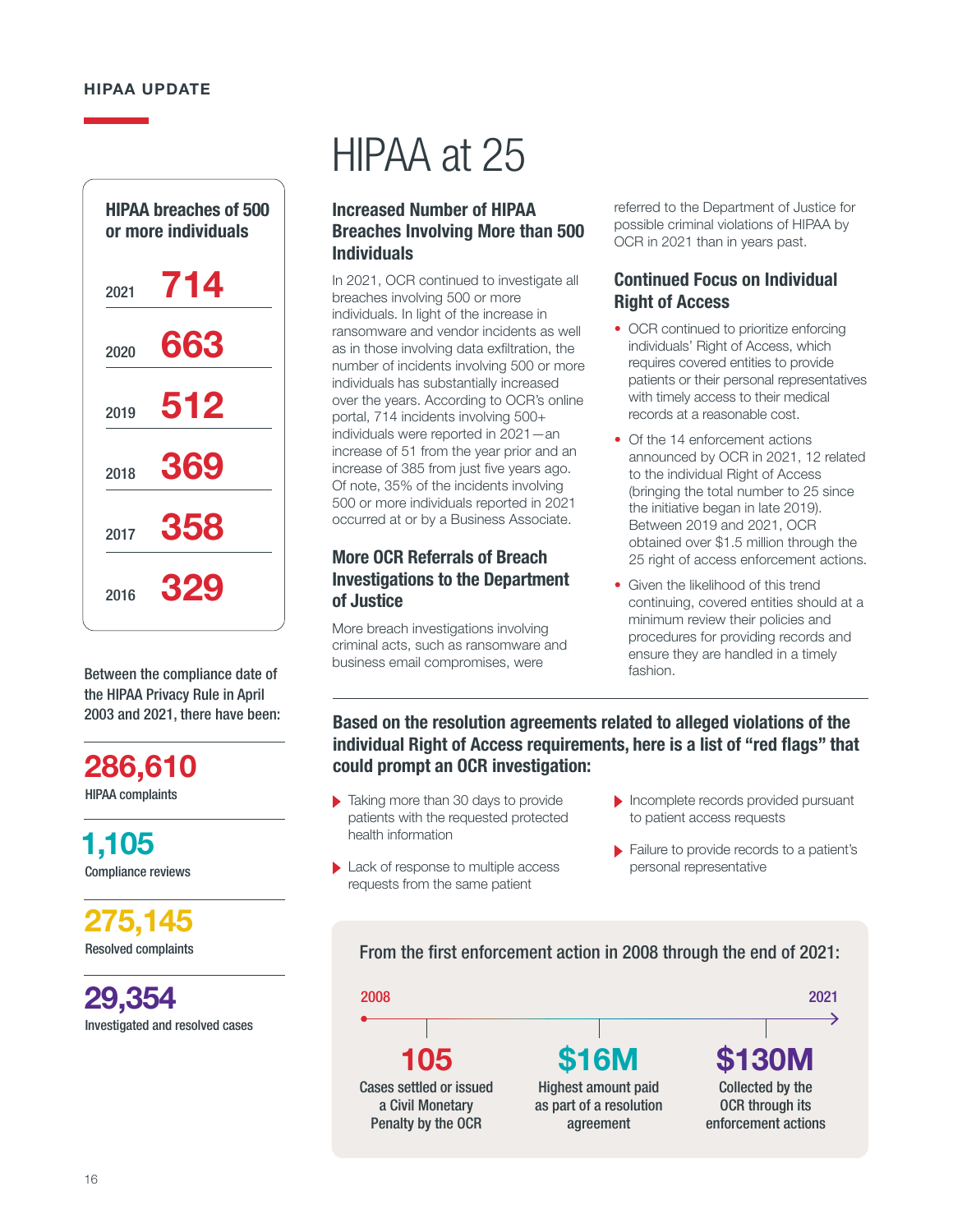HIPAA UPDATE

# HIPAA at 25

## HIPAA breaches of 500 or more individuals

| Year | Breaches |
|---|---|
| 2021 | 714 |
| 2020 | 663 |
| 2019 | 512 |
| 2018 | 369 |
| 2017 | 358 |
| 2016 | 329 |

Between the compliance date of the HIPAA Privacy Rule in April 2003 and 2021, there have been:

**286,610**
HIPAA complaints

**1,105**
Compliance reviews

**275,145**
Resolved complaints

**29,354**
Investigated and resolved cases

### Increased Number of HIPAA Breaches Involving More than 500 Individuals

In 2021, OCR continued to investigate all breaches involving 500 or more individuals. In light of the increase in ransomware and vendor incidents as well as in those involving data exfiltration, the number of incidents involving 500 or more individuals has substantially increased over the years. According to OCR's online portal, 714 incidents involving 500+ individuals were reported in 2021—an increase of 51 from the year prior and an increase of 385 from just five years ago. Of note, 35% of the incidents involving 500 or more individuals reported in 2021 occurred at or by a Business Associate.

### More OCR Referrals of Breach Investigations to the Department of Justice

More breach investigations involving criminal acts, such as ransomware and business email compromises, were referred to the Department of Justice for possible criminal violations of HIPAA by OCR in 2021 than in years past.

### Continued Focus on Individual Right of Access

- OCR continued to prioritize enforcing individuals' Right of Access, which requires covered entities to provide patients or their personal representatives with timely access to their medical records at a reasonable cost.
- Of the 14 enforcement actions announced by OCR in 2021, 12 related to the individual Right of Access (bringing the total number to 25 since the initiative began in late 2019). Between 2019 and 2021, OCR obtained over $1.5 million through the 25 right of access enforcement actions.
- Given the likelihood of this trend continuing, covered entities should at a minimum review their policies and procedures for providing records and ensure they are handled in a timely fashion.

### Based on the resolution agreements related to alleged violations of the individual Right of Access requirements, here is a list of "red flags" that could prompt an OCR investigation:

- Taking more than 30 days to provide patients with the requested protected health information
- Lack of response to multiple access requests from the same patient
- Incomplete records provided pursuant to patient access requests
- Failure to provide records to a patient's personal representative

### From the first enforcement action in 2008 through the end of 2021:

2008 → 2021

**105**
Cases settled or issued a Civil Monetary Penalty by the OCR

**$16M**
Highest amount paid as part of a resolution agreement

**$130M**
Collected by the OCR through its enforcement actions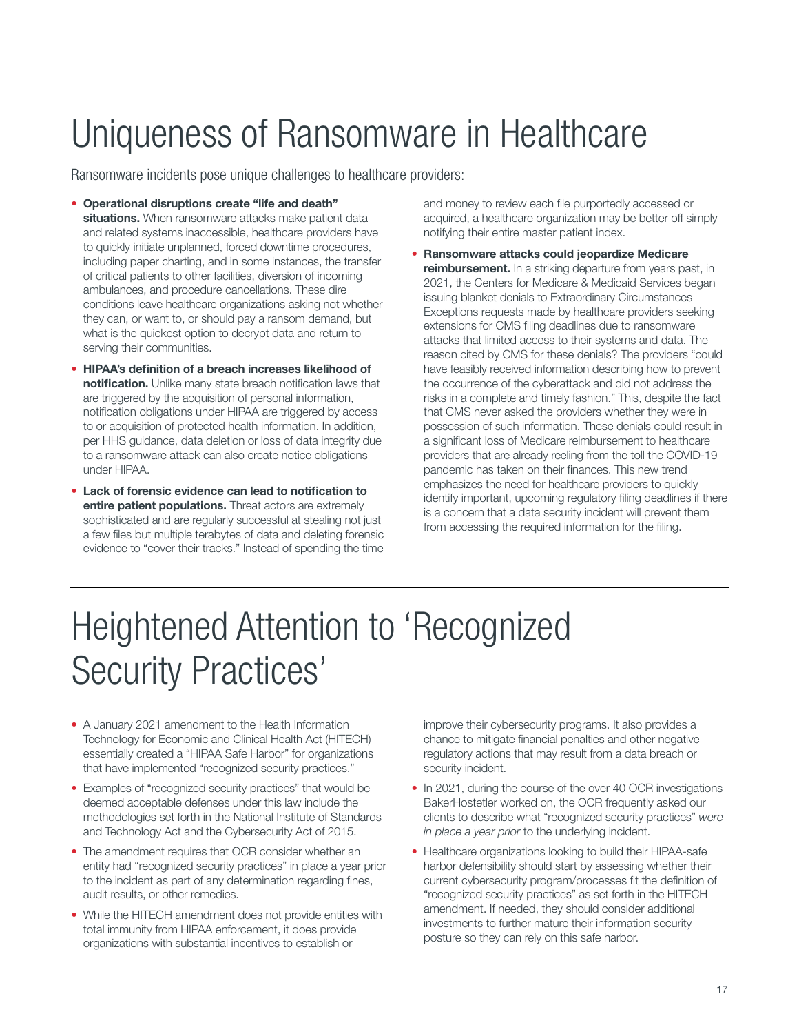# Uniqueness of Ransomware in Healthcare

Ransomware incidents pose unique challenges to healthcare providers:

- **Operational disruptions create "life and death" situations.** When ransomware attacks make patient data and related systems inaccessible, healthcare providers have to quickly initiate unplanned, forced downtime procedures, including paper charting, and in some instances, the transfer of critical patients to other facilities, diversion of incoming ambulances, and procedure cancellations. These dire conditions leave healthcare organizations asking not whether they can, or want to, or should pay a ransom demand, but what is the quickest option to decrypt data and return to serving their communities.
- **HIPAA's definition of a breach increases likelihood of notification.** Unlike many state breach notification laws that are triggered by the acquisition of personal information, notification obligations under HIPAA are triggered by access to or acquisition of protected health information. In addition, per HHS guidance, data deletion or loss of data integrity due to a ransomware attack can also create notice obligations under HIPAA.
- **Lack of forensic evidence can lead to notification to entire patient populations.** Threat actors are extremely sophisticated and are regularly successful at stealing not just a few files but multiple terabytes of data and deleting forensic evidence to "cover their tracks." Instead of spending the time and money to review each file purportedly accessed or acquired, a healthcare organization may be better off simply notifying their entire master patient index.
- **Ransomware attacks could jeopardize Medicare reimbursement.** In a striking departure from years past, in 2021, the Centers for Medicare & Medicaid Services began issuing blanket denials to Extraordinary Circumstances Exceptions requests made by healthcare providers seeking extensions for CMS filing deadlines due to ransomware attacks that limited access to their systems and data. The reason cited by CMS for these denials? The providers "could have feasibly received information describing how to prevent the occurrence of the cyberattack and did not address the risks in a complete and timely fashion." This, despite the fact that CMS never asked the providers whether they were in possession of such information. These denials could result in a significant loss of Medicare reimbursement to healthcare providers that are already reeling from the toll the COVID-19 pandemic has taken on their finances. This new trend emphasizes the need for healthcare providers to quickly identify important, upcoming regulatory filing deadlines if there is a concern that a data security incident will prevent them from accessing the required information for the filing.

# Heightened Attention to 'Recognized Security Practices'

- A January 2021 amendment to the Health Information Technology for Economic and Clinical Health Act (HITECH) essentially created a "HIPAA Safe Harbor" for organizations that have implemented "recognized security practices."
- Examples of "recognized security practices" that would be deemed acceptable defenses under this law include the methodologies set forth in the National Institute of Standards and Technology Act and the Cybersecurity Act of 2015.
- The amendment requires that OCR consider whether an entity had "recognized security practices" in place a year prior to the incident as part of any determination regarding fines, audit results, or other remedies.
- While the HITECH amendment does not provide entities with total immunity from HIPAA enforcement, it does provide organizations with substantial incentives to establish or improve their cybersecurity programs. It also provides a chance to mitigate financial penalties and other negative regulatory actions that may result from a data breach or security incident.
- In 2021, during the course of the over 40 OCR investigations BakerHostetler worked on, the OCR frequently asked our clients to describe what "recognized security practices" *were in place a year prior* to the underlying incident.
- Healthcare organizations looking to build their HIPAA-safe harbor defensibility should start by assessing whether their current cybersecurity program/processes fit the definition of "recognized security practices" as set forth in the HITECH amendment. If needed, they should consider additional investments to further mature their information security posture so they can rely on this safe harbor.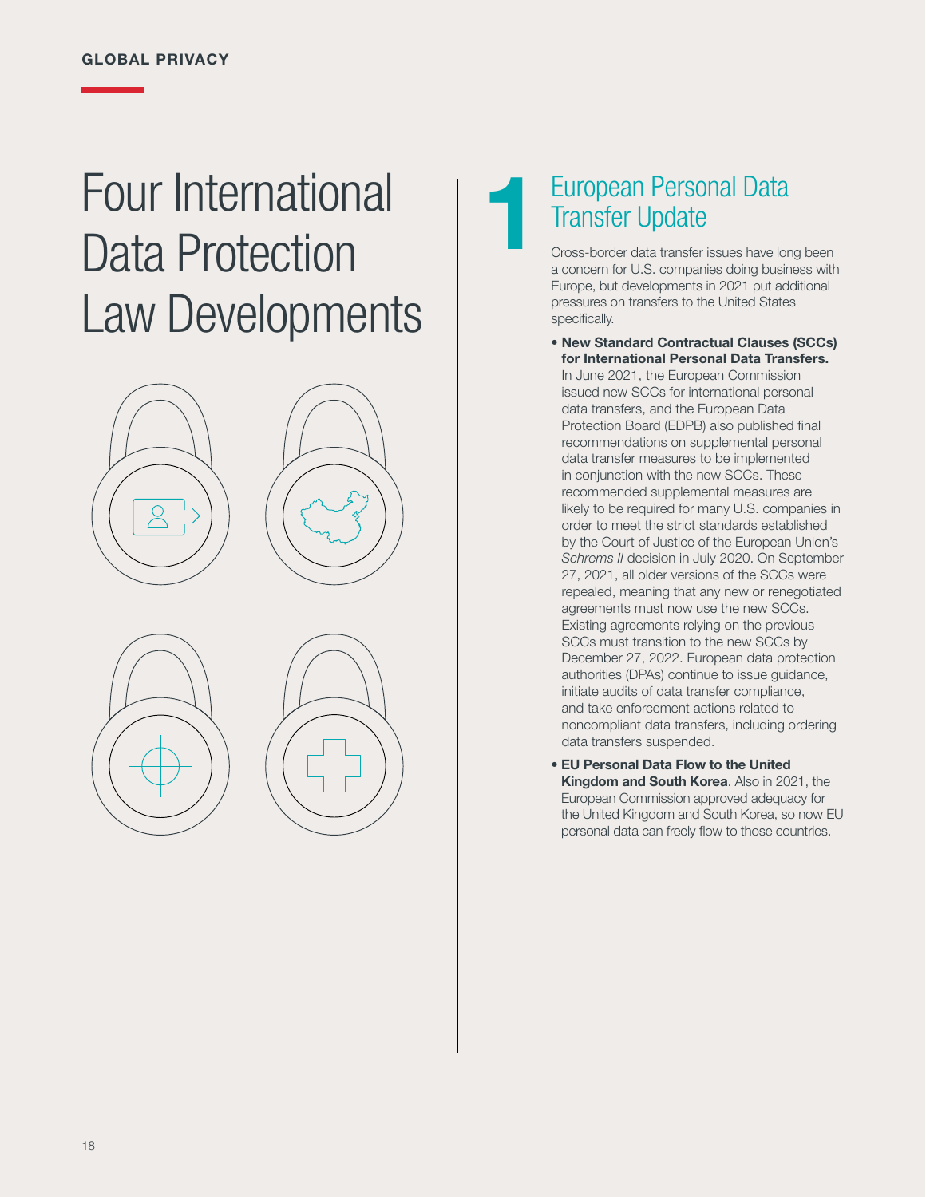GLOBAL PRIVACY

# Four International Data Protection Law Developments

## 1 European Personal Data Transfer Update

Cross-border data transfer issues have long been a concern for U.S. companies doing business with Europe, but developments in 2021 put additional pressures on transfers to the United States specifically.

- **New Standard Contractual Clauses (SCCs) for International Personal Data Transfers.** In June 2021, the European Commission issued new SCCs for international personal data transfers, and the European Data Protection Board (EDPB) also published final recommendations on supplemental personal data transfer measures to be implemented in conjunction with the new SCCs. These recommended supplemental measures are likely to be required for many U.S. companies in order to meet the strict standards established by the Court of Justice of the European Union's *Schrems II* decision in July 2020. On September 27, 2021, all older versions of the SCCs were repealed, meaning that any new or renegotiated agreements must now use the new SCCs. Existing agreements relying on the previous SCCs must transition to the new SCCs by December 27, 2022. European data protection authorities (DPAs) continue to issue guidance, initiate audits of data transfer compliance, and take enforcement actions related to noncompliant data transfers, including ordering data transfers suspended.
- **EU Personal Data Flow to the United Kingdom and South Korea**. Also in 2021, the European Commission approved adequacy for the United Kingdom and South Korea, so now EU personal data can freely flow to those countries.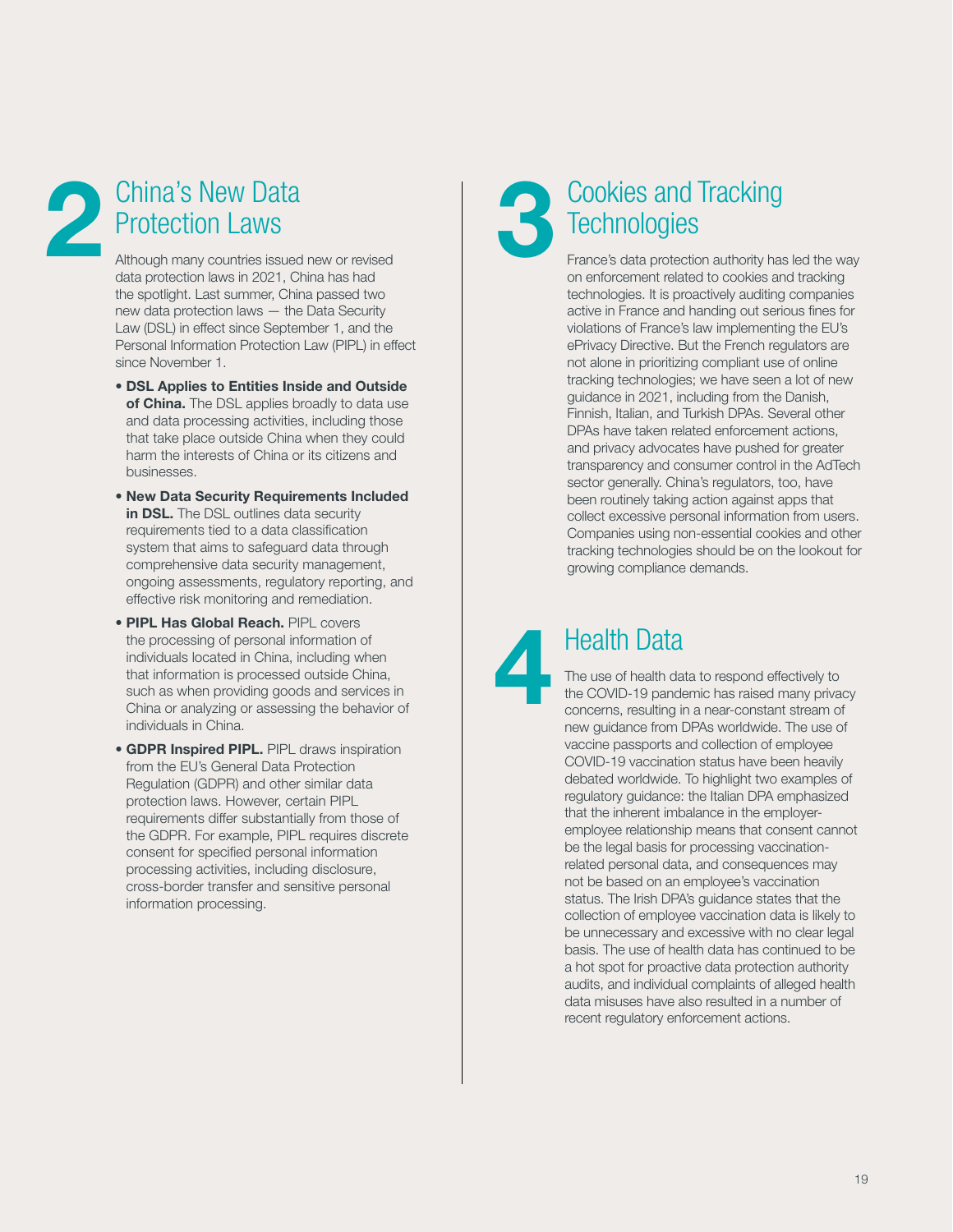## 2 China's New Data Protection Laws

Although many countries issued new or revised data protection laws in 2021, China has had the spotlight. Last summer, China passed two new data protection laws — the Data Security Law (DSL) in effect since September 1, and the Personal Information Protection Law (PIPL) in effect since November 1.

- **DSL Applies to Entities Inside and Outside of China.** The DSL applies broadly to data use and data processing activities, including those that take place outside China when they could harm the interests of China or its citizens and businesses.
- **New Data Security Requirements Included in DSL.** The DSL outlines data security requirements tied to a data classification system that aims to safeguard data through comprehensive data security management, ongoing assessments, regulatory reporting, and effective risk monitoring and remediation.
- **PIPL Has Global Reach.** PIPL covers the processing of personal information of individuals located in China, including when that information is processed outside China, such as when providing goods and services in China or analyzing or assessing the behavior of individuals in China.
- **GDPR Inspired PIPL.** PIPL draws inspiration from the EU's General Data Protection Regulation (GDPR) and other similar data protection laws. However, certain PIPL requirements differ substantially from those of the GDPR. For example, PIPL requires discrete consent for specified personal information processing activities, including disclosure, cross-border transfer and sensitive personal information processing.

## 3 Cookies and Tracking Technologies

France's data protection authority has led the way on enforcement related to cookies and tracking technologies. It is proactively auditing companies active in France and handing out serious fines for violations of France's law implementing the EU's ePrivacy Directive. But the French regulators are not alone in prioritizing compliant use of online tracking technologies; we have seen a lot of new guidance in 2021, including from the Danish, Finnish, Italian, and Turkish DPAs. Several other DPAs have taken related enforcement actions, and privacy advocates have pushed for greater transparency and consumer control in the AdTech sector generally. China's regulators, too, have been routinely taking action against apps that collect excessive personal information from users. Companies using non-essential cookies and other tracking technologies should be on the lookout for growing compliance demands.

## 4 Health Data

The use of health data to respond effectively to the COVID-19 pandemic has raised many privacy concerns, resulting in a near-constant stream of new guidance from DPAs worldwide. The use of vaccine passports and collection of employee COVID-19 vaccination status have been heavily debated worldwide. To highlight two examples of regulatory guidance: the Italian DPA emphasized that the inherent imbalance in the employer-employee relationship means that consent cannot be the legal basis for processing vaccination-related personal data, and consequences may not be based on an employee's vaccination status. The Irish DPA's guidance states that the collection of employee vaccination data is likely to be unnecessary and excessive with no clear legal basis. The use of health data has continued to be a hot spot for proactive data protection authority audits, and individual complaints of alleged health data misuses have also resulted in a number of recent regulatory enforcement actions.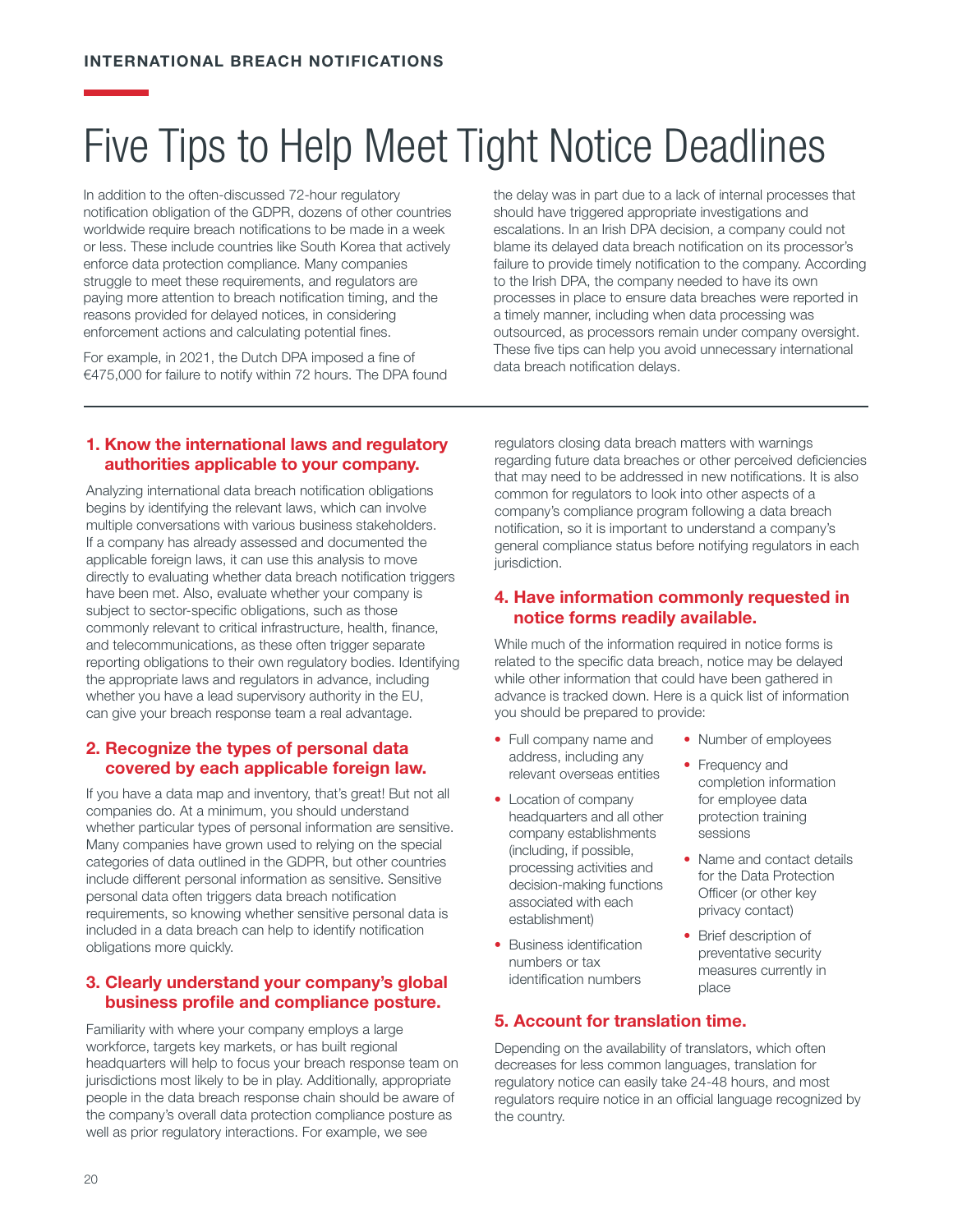INTERNATIONAL BREACH NOTIFICATIONS

# Five Tips to Help Meet Tight Notice Deadlines

In addition to the often-discussed 72-hour regulatory notification obligation of the GDPR, dozens of other countries worldwide require breach notifications to be made in a week or less. These include countries like South Korea that actively enforce data protection compliance. Many companies struggle to meet these requirements, and regulators are paying more attention to breach notification timing, and the reasons provided for delayed notices, in considering enforcement actions and calculating potential fines.

For example, in 2021, the Dutch DPA imposed a fine of €475,000 for failure to notify within 72 hours. The DPA found the delay was in part due to a lack of internal processes that should have triggered appropriate investigations and escalations. In an Irish DPA decision, a company could not blame its delayed data breach notification on its processor's failure to provide timely notification to the company. According to the Irish DPA, the company needed to have its own processes in place to ensure data breaches were reported in a timely manner, including when data processing was outsourced, as processors remain under company oversight. These five tips can help you avoid unnecessary international data breach notification delays.

## 1. Know the international laws and regulatory authorities applicable to your company.

Analyzing international data breach notification obligations begins by identifying the relevant laws, which can involve multiple conversations with various business stakeholders. If a company has already assessed and documented the applicable foreign laws, it can use this analysis to move directly to evaluating whether data breach notification triggers have been met. Also, evaluate whether your company is subject to sector-specific obligations, such as those commonly relevant to critical infrastructure, health, finance, and telecommunications, as these often trigger separate reporting obligations to their own regulatory bodies. Identifying the appropriate laws and regulators in advance, including whether you have a lead supervisory authority in the EU, can give your breach response team a real advantage.

## 2. Recognize the types of personal data covered by each applicable foreign law.

If you have a data map and inventory, that's great! But not all companies do. At a minimum, you should understand whether particular types of personal information are sensitive. Many companies have grown used to relying on the special categories of data outlined in the GDPR, but other countries include different personal information as sensitive. Sensitive personal data often triggers data breach notification requirements, so knowing whether sensitive personal data is included in a data breach can help to identify notification obligations more quickly.

## 3. Clearly understand your company's global business profile and compliance posture.

Familiarity with where your company employs a large workforce, targets key markets, or has built regional headquarters will help to focus your breach response team on jurisdictions most likely to be in play. Additionally, appropriate people in the data breach response chain should be aware of the company's overall data protection compliance posture as well as prior regulatory interactions. For example, we see regulators closing data breach matters with warnings regarding future data breaches or other perceived deficiencies that may need to be addressed in new notifications. It is also common for regulators to look into other aspects of a company's compliance program following a data breach notification, so it is important to understand a company's general compliance status before notifying regulators in each jurisdiction.

## 4. Have information commonly requested in notice forms readily available.

While much of the information required in notice forms is related to the specific data breach, notice may be delayed while other information that could have been gathered in advance is tracked down. Here is a quick list of information you should be prepared to provide:

- Full company name and address, including any relevant overseas entities
- Location of company headquarters and all other company establishments (including, if possible, processing activities and decision-making functions associated with each establishment)
- Business identification numbers or tax identification numbers
- Number of employees
- Frequency and completion information for employee data protection training sessions
- Name and contact details for the Data Protection Officer (or other key privacy contact)
- Brief description of preventative security measures currently in place

## 5. Account for translation time.

Depending on the availability of translators, which often decreases for less common languages, translation for regulatory notice can easily take 24-48 hours, and most regulators require notice in an official language recognized by the country.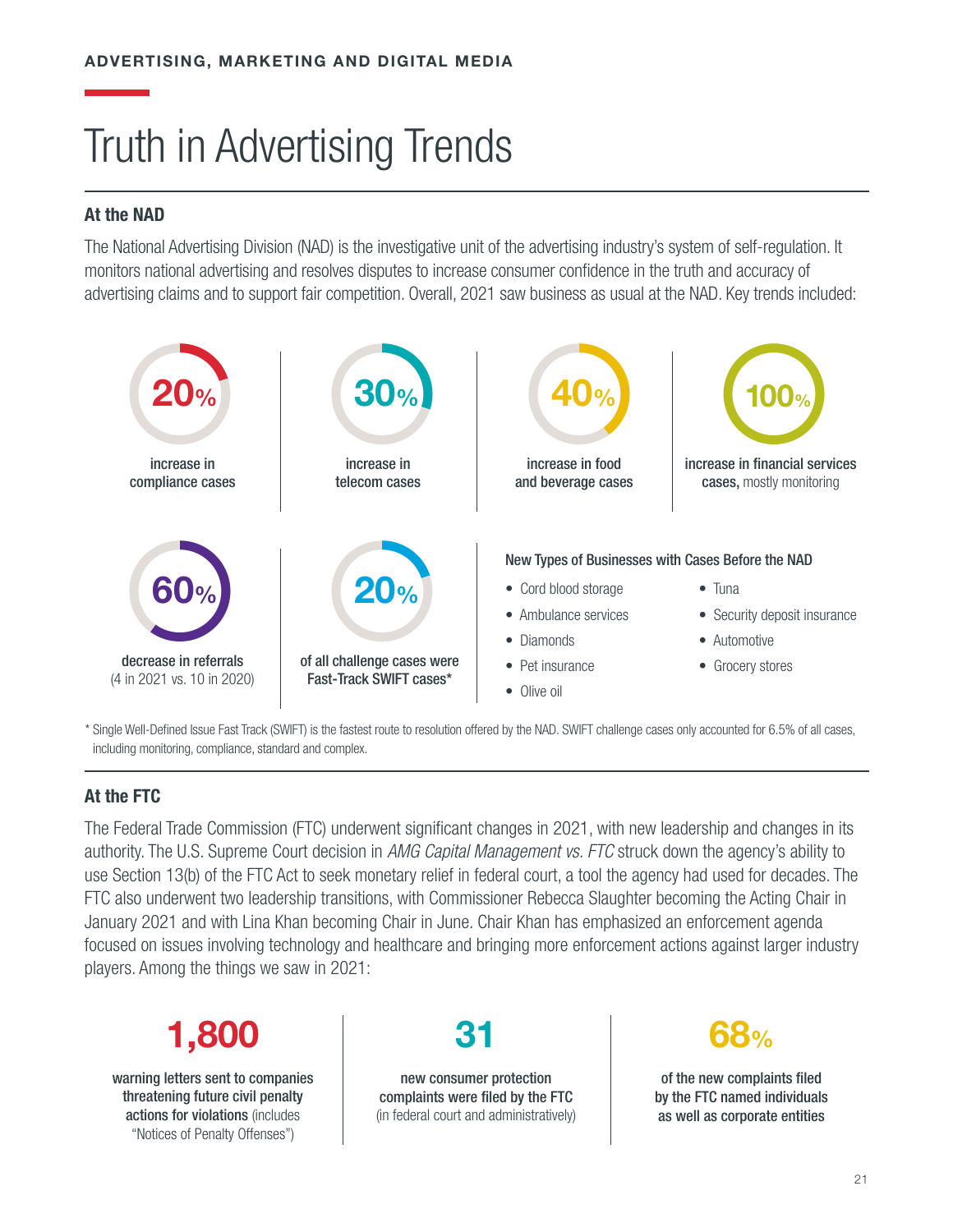ADVERTISING, MARKETING AND DIGITAL MEDIA

# Truth in Advertising Trends

## At the NAD

The National Advertising Division (NAD) is the investigative unit of the advertising industry's system of self-regulation. It monitors national advertising and resolves disputes to increase consumer confidence in the truth and accuracy of advertising claims and to support fair competition. Overall, 2021 saw business as usual at the NAD. Key trends included:

**20%** increase in compliance cases

**30%** increase in telecom cases

**40%** increase in food and beverage cases

**100%** increase in financial services cases, mostly monitoring

**60%** decrease in referrals (4 in 2021 vs. 10 in 2020)

**20%** of all challenge cases were Fast-Track SWIFT cases*

**New Types of Businesses with Cases Before the NAD**

- Cord blood storage
- Ambulance services
- Diamonds
- Pet insurance
- Olive oil
- Tuna
- Security deposit insurance
- Automotive
- Grocery stores

\* Single Well-Defined Issue Fast Track (SWIFT) is the fastest route to resolution offered by the NAD. SWIFT challenge cases only accounted for 6.5% of all cases, including monitoring, compliance, standard and complex.

## At the FTC

The Federal Trade Commission (FTC) underwent significant changes in 2021, with new leadership and changes in its authority. The U.S. Supreme Court decision in *AMG Capital Management vs. FTC* struck down the agency's ability to use Section 13(b) of the FTC Act to seek monetary relief in federal court, a tool the agency had used for decades. The FTC also underwent two leadership transitions, with Commissioner Rebecca Slaughter becoming the Acting Chair in January 2021 and with Lina Khan becoming Chair in June. Chair Khan has emphasized an enforcement agenda focused on issues involving technology and healthcare and bringing more enforcement actions against larger industry players. Among the things we saw in 2021:

**1,800** warning letters sent to companies threatening future civil penalty actions for violations (includes "Notices of Penalty Offenses")

**31** new consumer protection complaints were filed by the FTC (in federal court and administratively)

**68%** of the new complaints filed by the FTC named individuals as well as corporate entities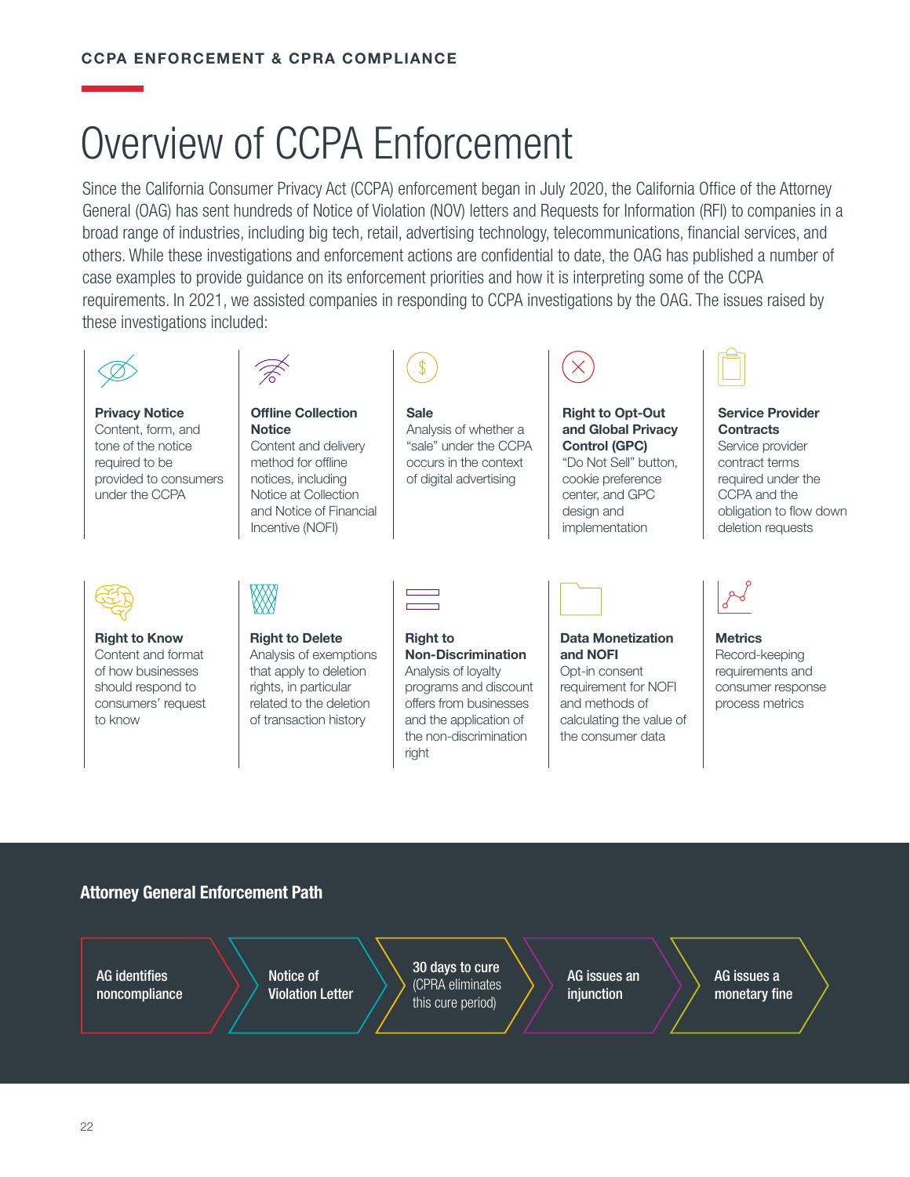CCPA ENFORCEMENT & CPRA COMPLIANCE

# Overview of CCPA Enforcement

Since the California Consumer Privacy Act (CCPA) enforcement began in July 2020, the California Office of the Attorney General (OAG) has sent hundreds of Notice of Violation (NOV) letters and Requests for Information (RFI) to companies in a broad range of industries, including big tech, retail, advertising technology, telecommunications, financial services, and others. While these investigations and enforcement actions are confidential to date, the OAG has published a number of case examples to provide guidance on its enforcement priorities and how it is interpreting some of the CCPA requirements. In 2021, we assisted companies in responding to CCPA investigations by the OAG. The issues raised by these investigations included:

**Privacy Notice**
Content, form, and tone of the notice required to be provided to consumers under the CCPA

**Offline Collection Notice**
Content and delivery method for offline notices, including Notice at Collection and Notice of Financial Incentive (NOFI)

**Sale**
Analysis of whether a "sale" under the CCPA occurs in the context of digital advertising

**Right to Opt-Out and Global Privacy Control (GPC)**
"Do Not Sell" button, cookie preference center, and GPC design and implementation

**Service Provider Contracts**
Service provider contract terms required under the CCPA and the obligation to flow down deletion requests

**Right to Know**
Content and format of how businesses should respond to consumers' request to know

**Right to Delete**
Analysis of exemptions that apply to deletion rights, in particular related to the deletion of transaction history

**Right to Non-Discrimination**
Analysis of loyalty programs and discount offers from businesses and the application of the non-discrimination right

**Data Monetization and NOFI**
Opt-in consent requirement for NOFI and methods of calculating the value of the consumer data

**Metrics**
Record-keeping requirements and consumer response process metrics

## Attorney General Enforcement Path

1. AG identifies noncompliance
2. Notice of Violation Letter
3. 30 days to cure (CPRA eliminates this cure period)
4. AG issues an injunction
5. AG issues a monetary fine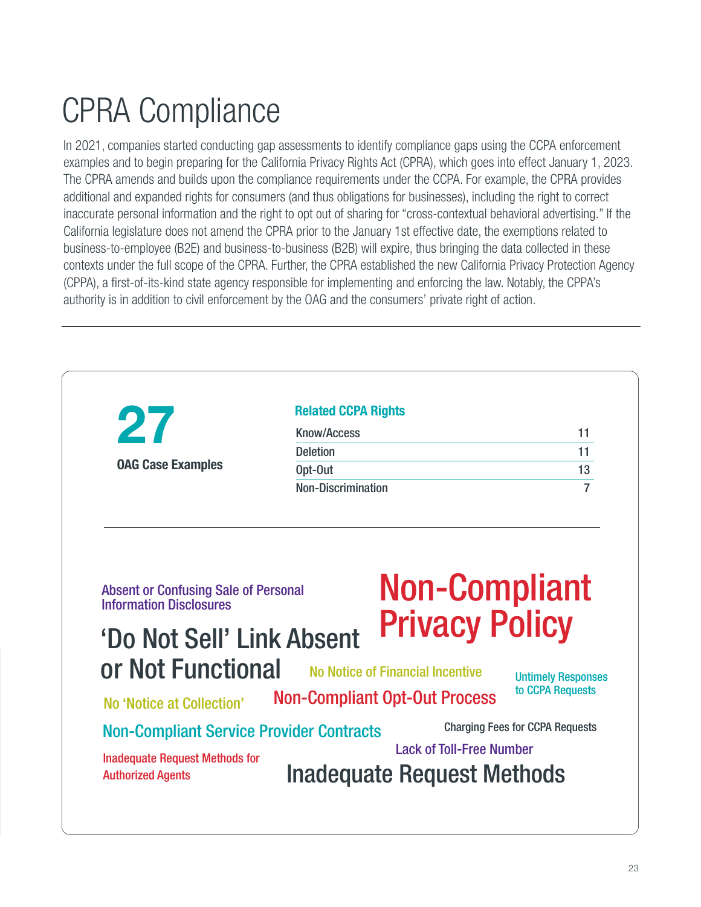# CPRA Compliance

In 2021, companies started conducting gap assessments to identify compliance gaps using the CCPA enforcement examples and to begin preparing for the California Privacy Rights Act (CPRA), which goes into effect January 1, 2023. The CPRA amends and builds upon the compliance requirements under the CCPA. For example, the CPRA provides additional and expanded rights for consumers (and thus obligations for businesses), including the right to correct inaccurate personal information and the right to opt out of sharing for "cross-contextual behavioral advertising." If the California legislature does not amend the CPRA prior to the January 1st effective date, the exemptions related to business-to-employee (B2E) and business-to-business (B2B) will expire, thus bringing the data collected in these contexts under the full scope of the CPRA. Further, the CPRA established the new California Privacy Protection Agency (CPPA), a first-of-its-kind state agency responsible for implementing and enforcing the law. Notably, the CPPA's authority is in addition to civil enforcement by the OAG and the consumers' private right of action.

**27**

**OAG Case Examples**

**Related CCPA Rights**

| Right | Count |
|---|---|
| Know/Access | 11 |
| Deletion | 11 |
| Opt-Out | 13 |
| Non-Discrimination | 7 |

Absent or Confusing Sale of Personal Information Disclosures

Non-Compliant Privacy Policy

'Do Not Sell' Link Absent or Not Functional

No Notice of Financial Incentive

Untimely Responses to CCPA Requests

No 'Notice at Collection'

Non-Compliant Opt-Out Process

Non-Compliant Service Provider Contracts

Charging Fees for CCPA Requests

Lack of Toll-Free Number

Inadequate Request Methods for Authorized Agents

Inadequate Request Methods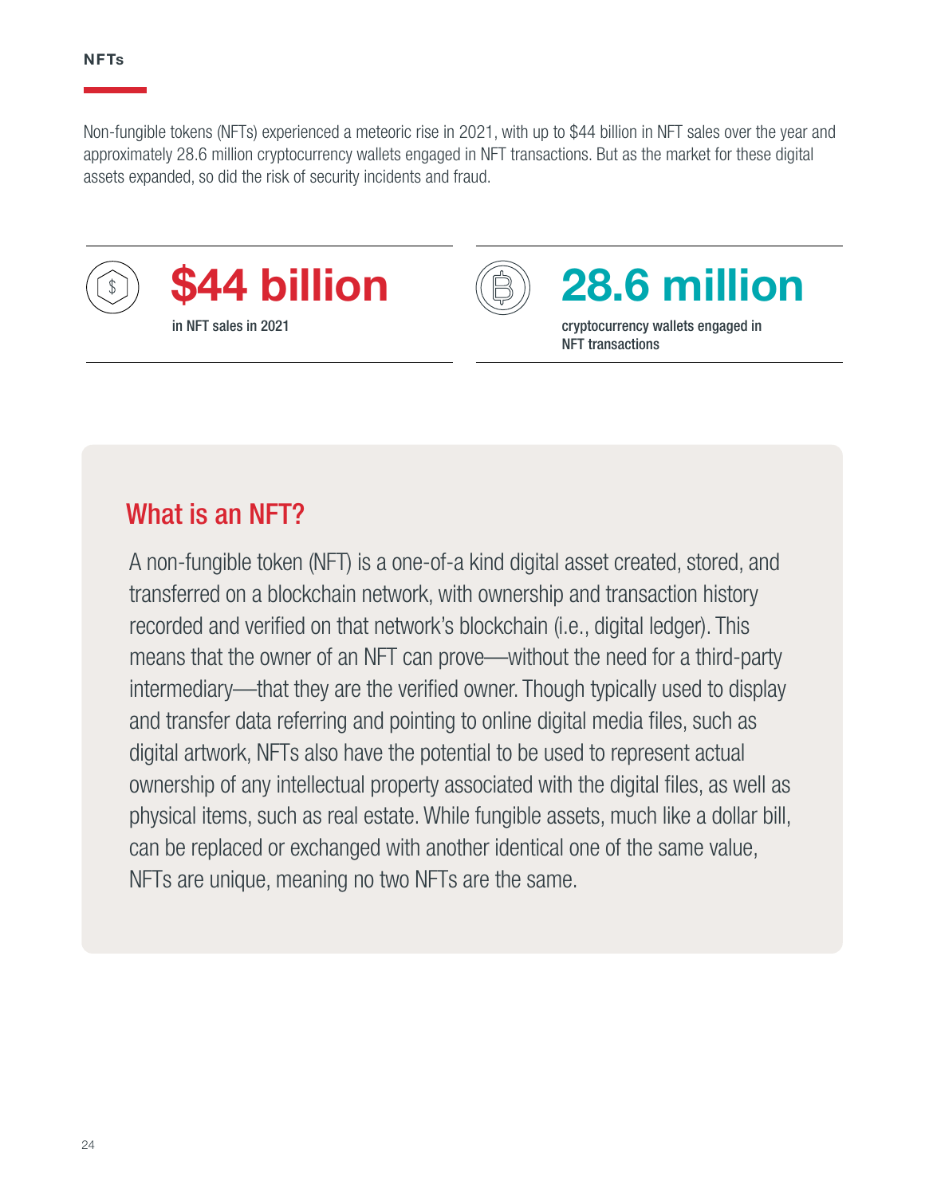## NFTs

Non-fungible tokens (NFTs) experienced a meteoric rise in 2021, with up to $44 billion in NFT sales over the year and approximately 28.6 million cryptocurrency wallets engaged in NFT transactions. But as the market for these digital assets expanded, so did the risk of security incidents and fraud.

**$44 billion**

in NFT sales in 2021

**28.6 million**

cryptocurrency wallets engaged in NFT transactions

### What is an NFT?

A non-fungible token (NFT) is a one-of-a kind digital asset created, stored, and transferred on a blockchain network, with ownership and transaction history recorded and verified on that network's blockchain (i.e., digital ledger). This means that the owner of an NFT can prove—without the need for a third-party intermediary—that they are the verified owner. Though typically used to display and transfer data referring and pointing to online digital media files, such as digital artwork, NFTs also have the potential to be used to represent actual ownership of any intellectual property associated with the digital files, as well as physical items, such as real estate. While fungible assets, much like a dollar bill, can be replaced or exchanged with another identical one of the same value, NFTs are unique, meaning no two NFTs are the same.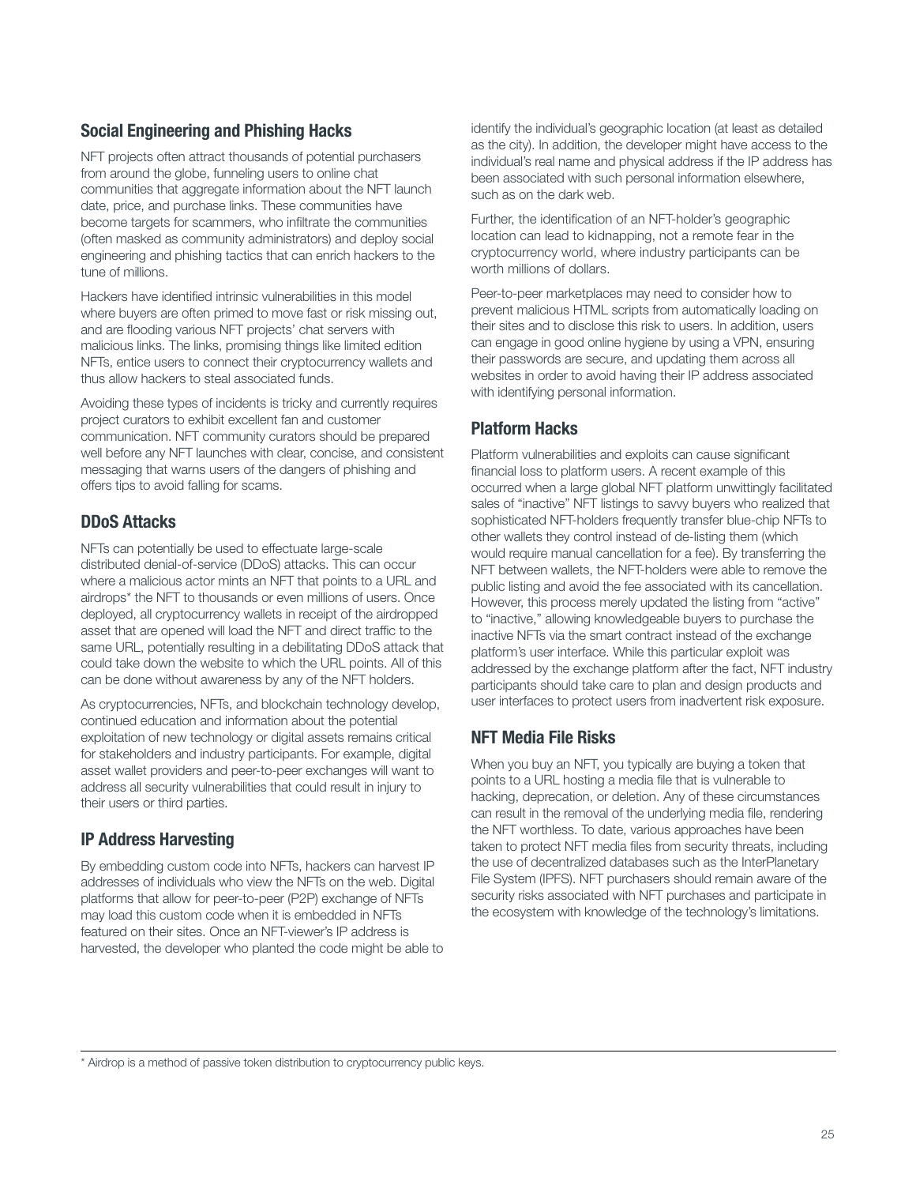### Social Engineering and Phishing Hacks

NFT projects often attract thousands of potential purchasers from around the globe, funneling users to online chat communities that aggregate information about the NFT launch date, price, and purchase links. These communities have become targets for scammers, who infiltrate the communities (often masked as community administrators) and deploy social engineering and phishing tactics that can enrich hackers to the tune of millions.

Hackers have identified intrinsic vulnerabilities in this model where buyers are often primed to move fast or risk missing out, and are flooding various NFT projects' chat servers with malicious links. The links, promising things like limited edition NFTs, entice users to connect their cryptocurrency wallets and thus allow hackers to steal associated funds.

Avoiding these types of incidents is tricky and currently requires project curators to exhibit excellent fan and customer communication. NFT community curators should be prepared well before any NFT launches with clear, concise, and consistent messaging that warns users of the dangers of phishing and offers tips to avoid falling for scams.

### DDoS Attacks

NFTs can potentially be used to effectuate large-scale distributed denial-of-service (DDoS) attacks. This can occur where a malicious actor mints an NFT that points to a URL and airdrops* the NFT to thousands or even millions of users. Once deployed, all cryptocurrency wallets in receipt of the airdropped asset that are opened will load the NFT and direct traffic to the same URL, potentially resulting in a debilitating DDoS attack that could take down the website to which the URL points. All of this can be done without awareness by any of the NFT holders.

As cryptocurrencies, NFTs, and blockchain technology develop, continued education and information about the potential exploitation of new technology or digital assets remains critical for stakeholders and industry participants. For example, digital asset wallet providers and peer-to-peer exchanges will want to address all security vulnerabilities that could result in injury to their users or third parties.

### IP Address Harvesting

By embedding custom code into NFTs, hackers can harvest IP addresses of individuals who view the NFTs on the web. Digital platforms that allow for peer-to-peer (P2P) exchange of NFTs may load this custom code when it is embedded in NFTs featured on their sites. Once an NFT-viewer's IP address is harvested, the developer who planted the code might be able to identify the individual's geographic location (at least as detailed as the city). In addition, the developer might have access to the individual's real name and physical address if the IP address has been associated with such personal information elsewhere, such as on the dark web.

Further, the identification of an NFT-holder's geographic location can lead to kidnapping, not a remote fear in the cryptocurrency world, where industry participants can be worth millions of dollars.

Peer-to-peer marketplaces may need to consider how to prevent malicious HTML scripts from automatically loading on their sites and to disclose this risk to users. In addition, users can engage in good online hygiene by using a VPN, ensuring their passwords are secure, and updating them across all websites in order to avoid having their IP address associated with identifying personal information.

### Platform Hacks

Platform vulnerabilities and exploits can cause significant financial loss to platform users. A recent example of this occurred when a large global NFT platform unwittingly facilitated sales of "inactive" NFT listings to savvy buyers who realized that sophisticated NFT-holders frequently transfer blue-chip NFTs to other wallets they control instead of de-listing them (which would require manual cancellation for a fee). By transferring the NFT between wallets, the NFT-holders were able to remove the public listing and avoid the fee associated with its cancellation. However, this process merely updated the listing from "active" to "inactive," allowing knowledgeable buyers to purchase the inactive NFTs via the smart contract instead of the exchange platform's user interface. While this particular exploit was addressed by the exchange platform after the fact, NFT industry participants should take care to plan and design products and user interfaces to protect users from inadvertent risk exposure.

### NFT Media File Risks

When you buy an NFT, you typically are buying a token that points to a URL hosting a media file that is vulnerable to hacking, deprecation, or deletion. Any of these circumstances can result in the removal of the underlying media file, rendering the NFT worthless. To date, various approaches have been taken to protect NFT media files from security threats, including the use of decentralized databases such as the InterPlanetary File System (IPFS). NFT purchasers should remain aware of the security risks associated with NFT purchases and participate in the ecosystem with knowledge of the technology's limitations.

---

* Airdrop is a method of passive token distribution to cryptocurrency public keys.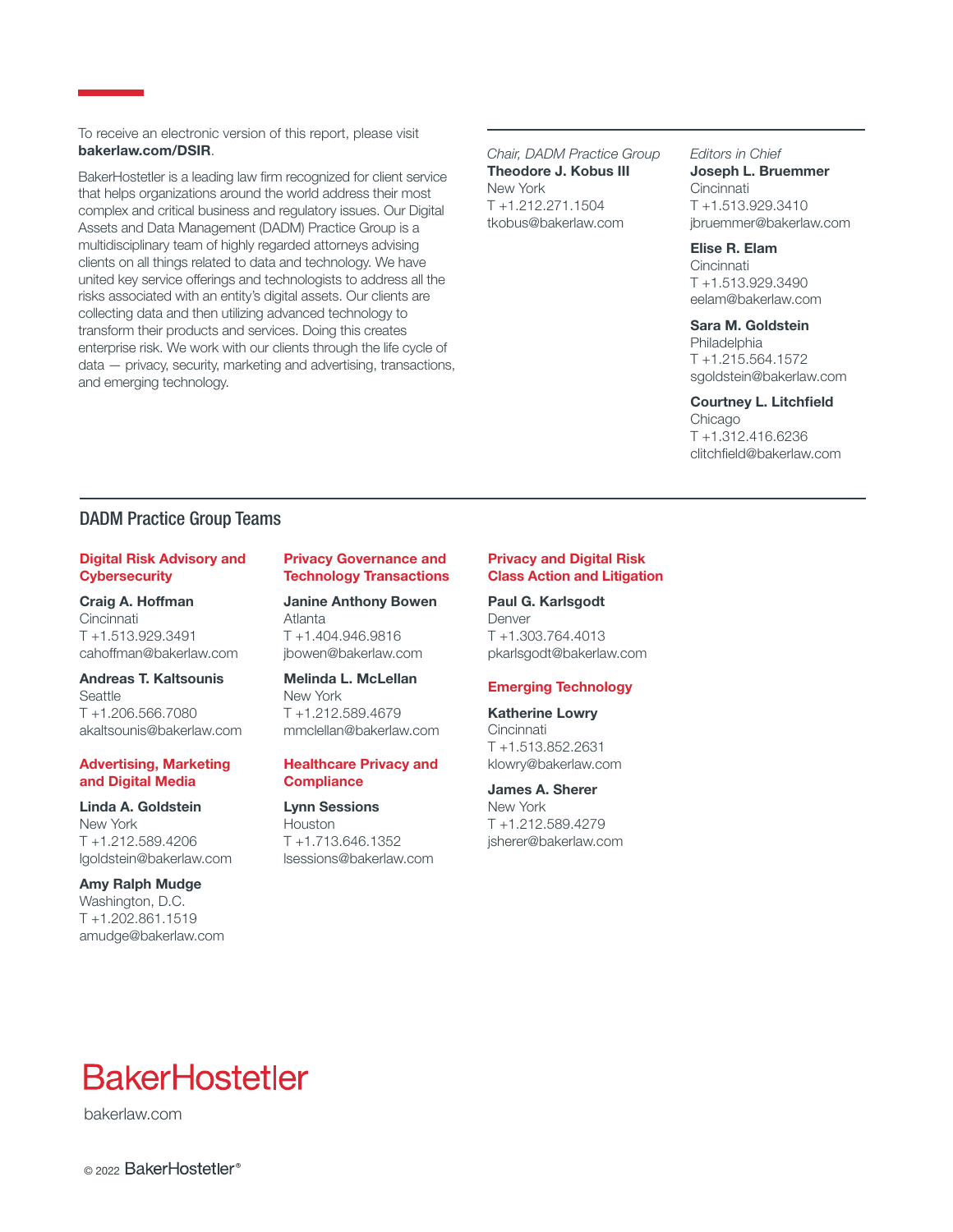To receive an electronic version of this report, please visit **bakerlaw.com/DSIR**.

BakerHostetler is a leading law firm recognized for client service that helps organizations around the world address their most complex and critical business and regulatory issues. Our Digital Assets and Data Management (DADM) Practice Group is a multidisciplinary team of highly regarded attorneys advising clients on all things related to data and technology. We have united key service offerings and technologists to address all the risks associated with an entity's digital assets. Our clients are collecting data and then utilizing advanced technology to transform their products and services. Doing this creates enterprise risk. We work with our clients through the life cycle of data — privacy, security, marketing and advertising, transactions, and emerging technology.

*Chair, DADM Practice Group*

**Theodore J. Kobus III**
New York
T +1.212.271.1504
tkobus@bakerlaw.com

*Editors in Chief*

**Joseph L. Bruemmer**
Cincinnati
T +1.513.929.3410
jbruemmer@bakerlaw.com

**Elise R. Elam**
Cincinnati
T +1.513.929.3490
eelam@bakerlaw.com

**Sara M. Goldstein**
Philadelphia
T +1.215.564.1572
sgoldstein@bakerlaw.com

**Courtney L. Litchfield**
Chicago
T +1.312.416.6236
clitchfield@bakerlaw.com

## DADM Practice Group Teams

### Digital Risk Advisory and Cybersecurity

**Craig A. Hoffman**
Cincinnati
T +1.513.929.3491
cahoffman@bakerlaw.com

**Andreas T. Kaltsounis**
Seattle
T +1.206.566.7080
akaltsounis@bakerlaw.com

### Advertising, Marketing and Digital Media

**Linda A. Goldstein**
New York
T +1.212.589.4206
lgoldstein@bakerlaw.com

**Amy Ralph Mudge**
Washington, D.C.
T +1.202.861.1519
amudge@bakerlaw.com

### Privacy Governance and Technology Transactions

**Janine Anthony Bowen**
Atlanta
T +1.404.946.9816
jbowen@bakerlaw.com

**Melinda L. McLellan**
New York
T +1.212.589.4679
mmclellan@bakerlaw.com

### Healthcare Privacy and Compliance

**Lynn Sessions**
Houston
T +1.713.646.1352
lsessions@bakerlaw.com

### Privacy and Digital Risk Class Action and Litigation

**Paul G. Karlsgodt**
Denver
T +1.303.764.4013
pkarlsgodt@bakerlaw.com

### Emerging Technology

**Katherine Lowry**
Cincinnati
T +1.513.852.2631
klowry@bakerlaw.com

**James A. Sherer**
New York
T +1.212.589.4279
jsherer@bakerlaw.com

BakerHostetler

bakerlaw.com

© 2022 BakerHostetler®